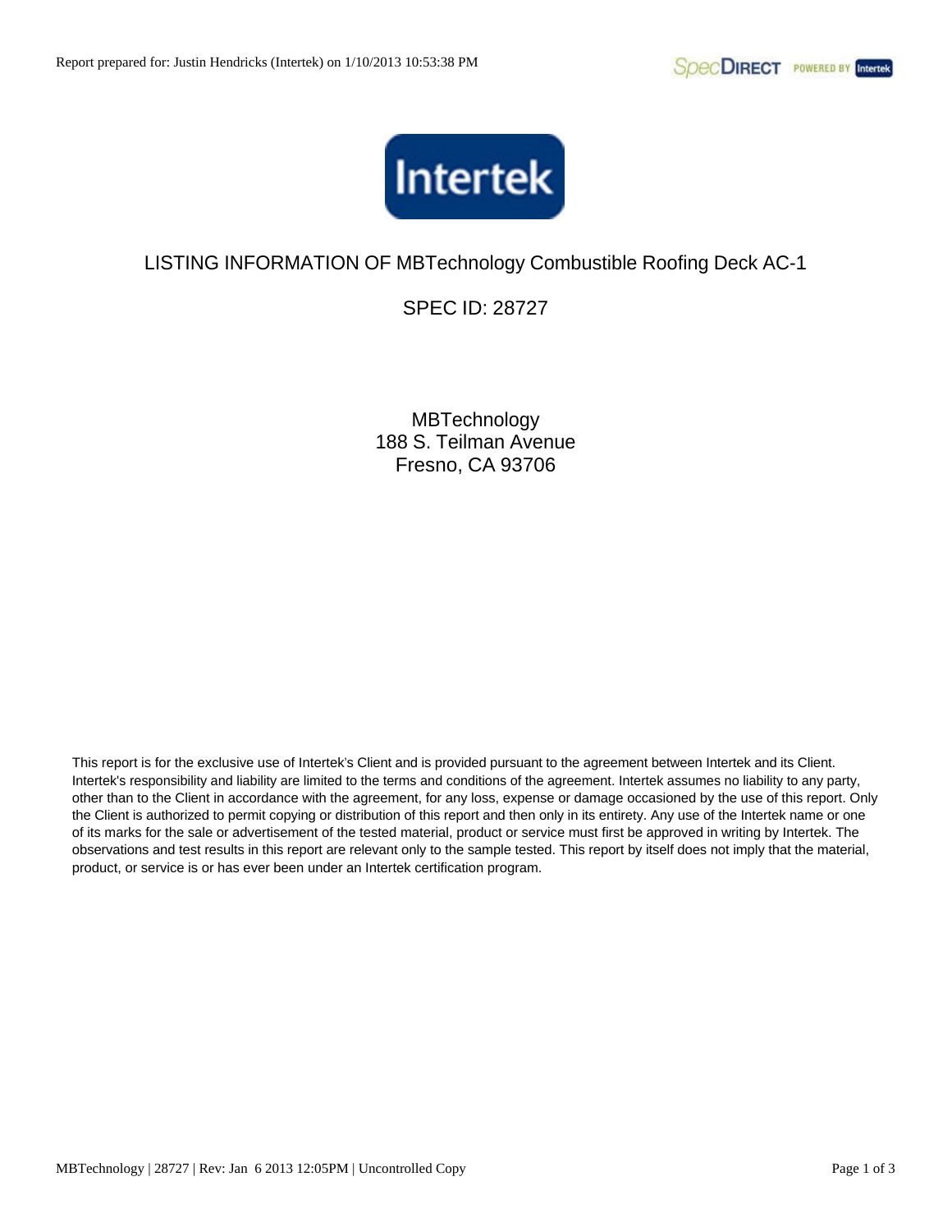# LISTING INFORMATION OF MBTechnology Combustible Roofing Deck AC-1

## SPEC ID: 28727

MBTechnology
188 S. Teilman Avenue
Fresno, CA 93706

This report is for the exclusive use of Intertek's Client and is provided pursuant to the agreement between Intertek and its Client. Intertek's responsibility and liability are limited to the terms and conditions of the agreement. Intertek assumes no liability to any party, other than to the Client in accordance with the agreement, for any loss, expense or damage occasioned by the use of this report. Only the Client is authorized to permit copying or distribution of this report and then only in its entirety. Any use of the Intertek name or one of its marks for the sale or advertisement of the tested material, product or service must first be approved in writing by Intertek. The observations and test results in this report are relevant only to the sample tested. This report by itself does not imply that the material, product, or service is or has ever been under an Intertek certification program.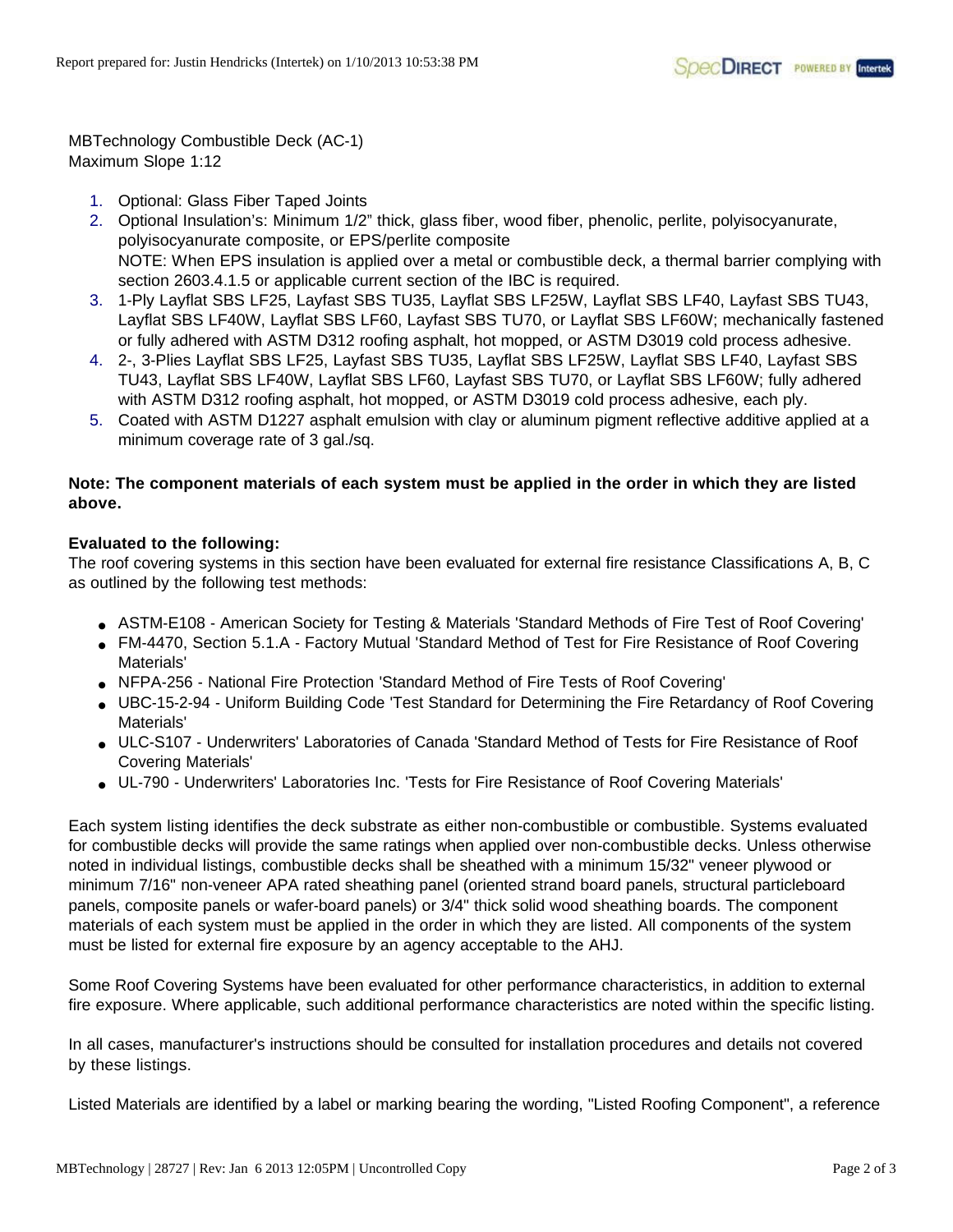MBTechnology Combustible Deck (AC-1)
Maximum Slope 1:12

1. Optional: Glass Fiber Taped Joints
2. Optional Insulation's: Minimum 1/2" thick, glass fiber, wood fiber, phenolic, perlite, polyisocyanurate, polyisocyanurate composite, or EPS/perlite composite
   NOTE: When EPS insulation is applied over a metal or combustible deck, a thermal barrier complying with section 2603.4.1.5 or applicable current section of the IBC is required.
3. 1-Ply Layflat SBS LF25, Layfast SBS TU35, Layflat SBS LF25W, Layflat SBS LF40, Layfast SBS TU43, Layflat SBS LF40W, Layflat SBS LF60, Layfast SBS TU70, or Layflat SBS LF60W; mechanically fastened or fully adhered with ASTM D312 roofing asphalt, hot mopped, or ASTM D3019 cold process adhesive.
4. 2-, 3-Plies Layflat SBS LF25, Layfast SBS TU35, Layflat SBS LF25W, Layflat SBS LF40, Layfast SBS TU43, Layflat SBS LF40W, Layflat SBS LF60, Layfast SBS TU70, or Layflat SBS LF60W; fully adhered with ASTM D312 roofing asphalt, hot mopped, or ASTM D3019 cold process adhesive, each ply.
5. Coated with ASTM D1227 asphalt emulsion with clay or aluminum pigment reflective additive applied at a minimum coverage rate of 3 gal./sq.

**Note: The component materials of each system must be applied in the order in which they are listed above.**

**Evaluated to the following:**
The roof covering systems in this section have been evaluated for external fire resistance Classifications A, B, C as outlined by the following test methods:

- ASTM-E108 - American Society for Testing & Materials 'Standard Methods of Fire Test of Roof Covering'
- FM-4470, Section 5.1.A - Factory Mutual 'Standard Method of Test for Fire Resistance of Roof Covering Materials'
- NFPA-256 - National Fire Protection 'Standard Method of Fire Tests of Roof Covering'
- UBC-15-2-94 - Uniform Building Code 'Test Standard for Determining the Fire Retardancy of Roof Covering Materials'
- ULC-S107 - Underwriters' Laboratories of Canada 'Standard Method of Tests for Fire Resistance of Roof Covering Materials'
- UL-790 - Underwriters' Laboratories Inc. 'Tests for Fire Resistance of Roof Covering Materials'

Each system listing identifies the deck substrate as either non-combustible or combustible. Systems evaluated for combustible decks will provide the same ratings when applied over non-combustible decks. Unless otherwise noted in individual listings, combustible decks shall be sheathed with a minimum 15/32" veneer plywood or minimum 7/16" non-veneer APA rated sheathing panel (oriented strand board panels, structural particleboard panels, composite panels or wafer-board panels) or 3/4" thick solid wood sheathing boards. The component materials of each system must be applied in the order in which they are listed. All components of the system must be listed for external fire exposure by an agency acceptable to the AHJ.

Some Roof Covering Systems have been evaluated for other performance characteristics, in addition to external fire exposure. Where applicable, such additional performance characteristics are noted within the specific listing.

In all cases, manufacturer's instructions should be consulted for installation procedures and details not covered by these listings.

Listed Materials are identified by a label or marking bearing the wording, "Listed Roofing Component", a reference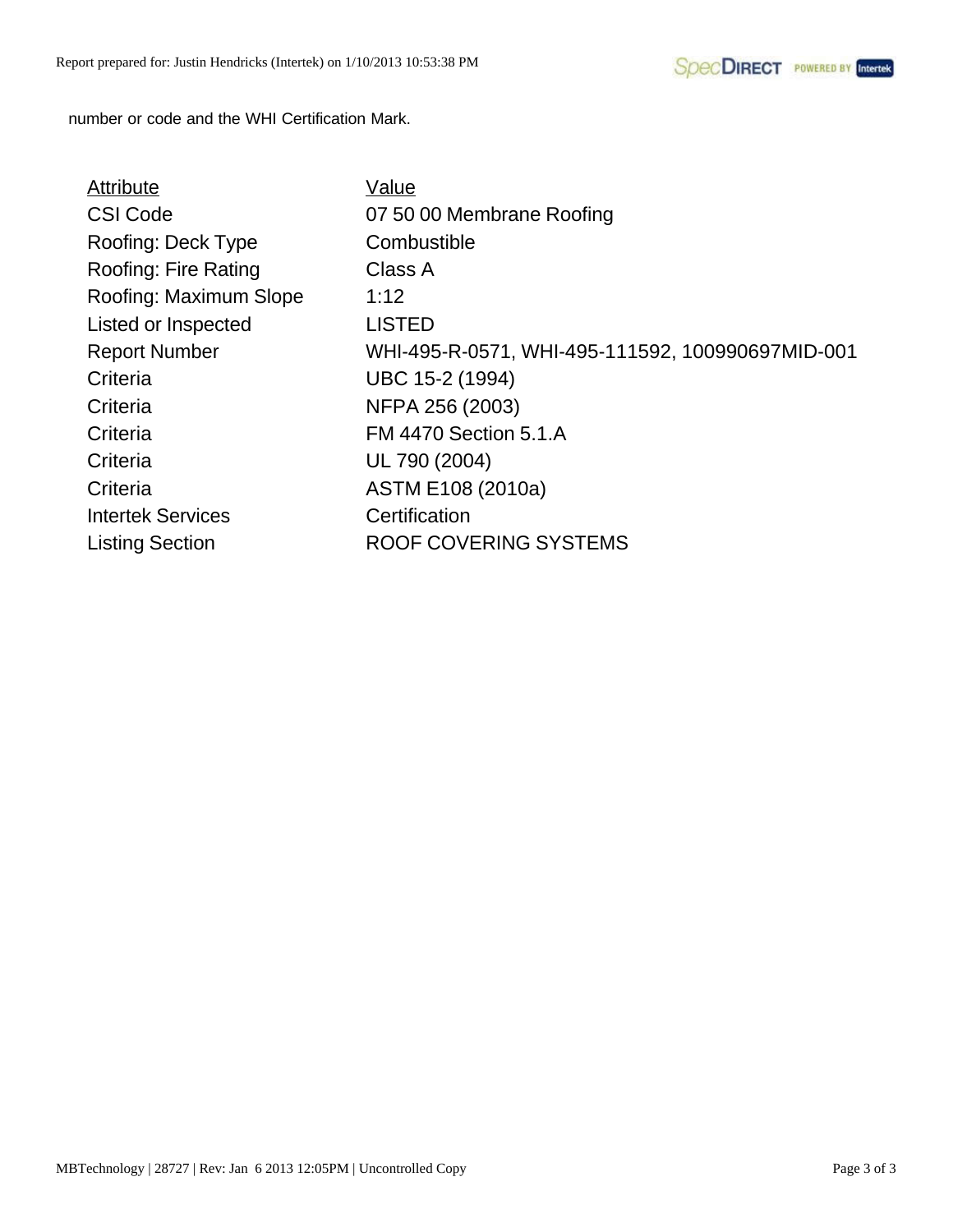number or code and the WHI Certification Mark.

| Attribute | Value |
| --- | --- |
| CSI Code | 07 50 00 Membrane Roofing |
| Roofing: Deck Type | Combustible |
| Roofing: Fire Rating | Class A |
| Roofing: Maximum Slope | 1:12 |
| Listed or Inspected | LISTED |
| Report Number | WHI-495-R-0571, WHI-495-111592, 100990697MID-001 |
| Criteria | UBC 15-2 (1994) |
| Criteria | NFPA 256 (2003) |
| Criteria | FM 4470 Section 5.1.A |
| Criteria | UL 790 (2004) |
| Criteria | ASTM E108 (2010a) |
| Intertek Services | Certification |
| Listing Section | ROOF COVERING SYSTEMS |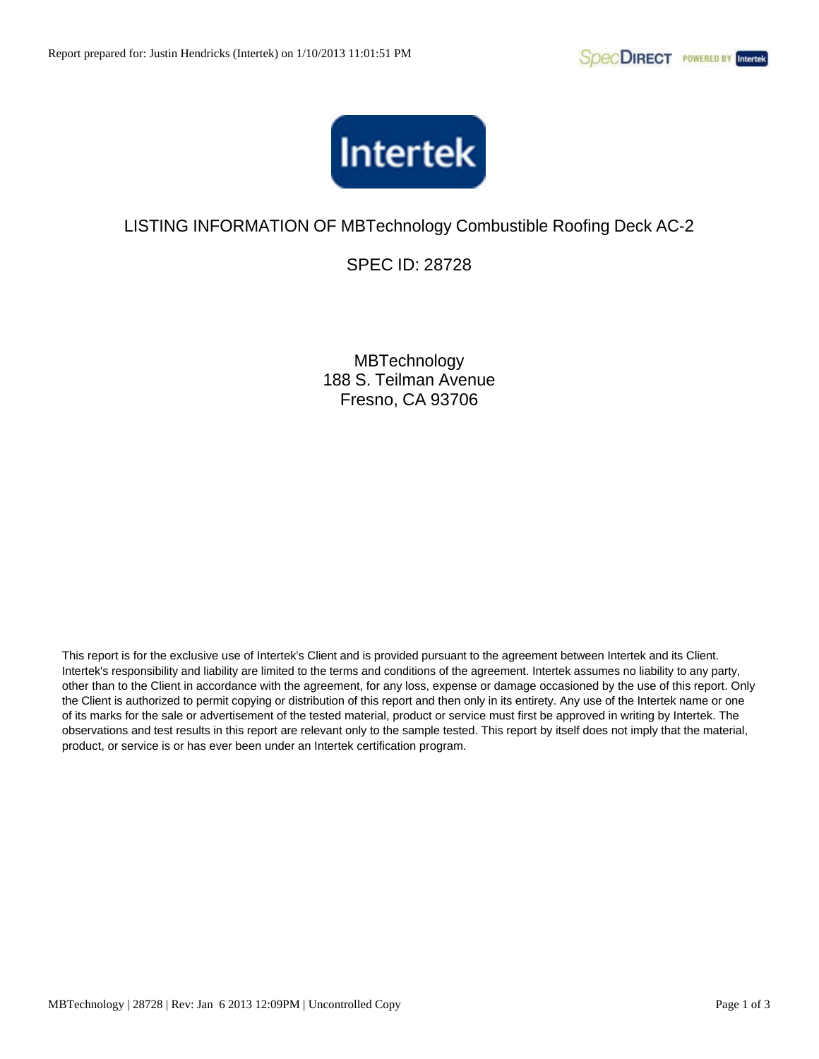# LISTING INFORMATION OF MBTechnology Combustible Roofing Deck AC-2

## SPEC ID: 28728

MBTechnology
188 S. Teilman Avenue
Fresno, CA 93706

This report is for the exclusive use of Intertek's Client and is provided pursuant to the agreement between Intertek and its Client. Intertek's responsibility and liability are limited to the terms and conditions of the agreement. Intertek assumes no liability to any party, other than to the Client in accordance with the agreement, for any loss, expense or damage occasioned by the use of this report. Only the Client is authorized to permit copying or distribution of this report and then only in its entirety. Any use of the Intertek name or one of its marks for the sale or advertisement of the tested material, product or service must first be approved in writing by Intertek. The observations and test results in this report are relevant only to the sample tested. This report by itself does not imply that the material, product, or service is or has ever been under an Intertek certification program.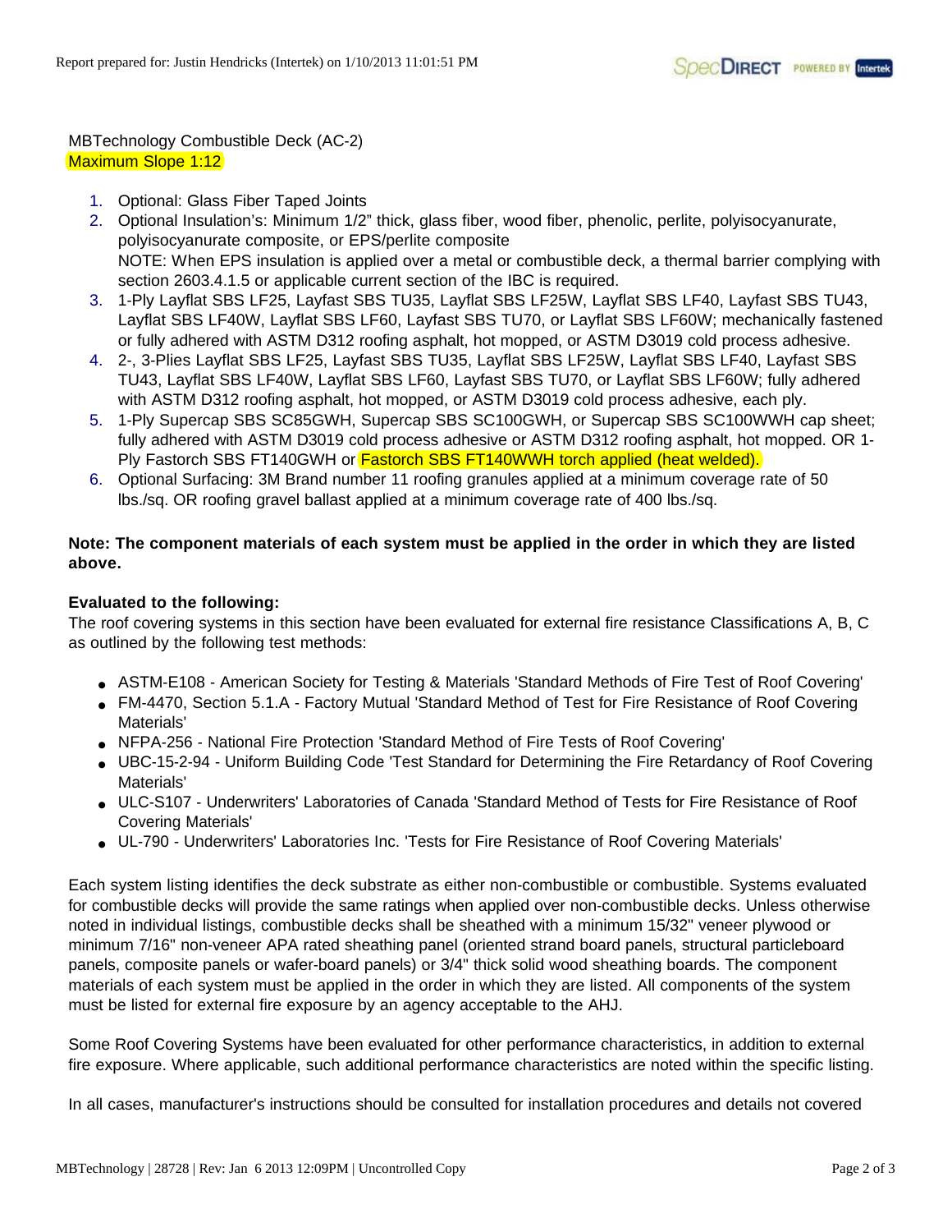MBTechnology Combustible Deck (AC-2)
Maximum Slope 1:12

1. Optional: Glass Fiber Taped Joints
2. Optional Insulation's: Minimum 1/2" thick, glass fiber, wood fiber, phenolic, perlite, polyisocyanurate, polyisocyanurate composite, or EPS/perlite composite
   NOTE: When EPS insulation is applied over a metal or combustible deck, a thermal barrier complying with section 2603.4.1.5 or applicable current section of the IBC is required.
3. 1-Ply Layflat SBS LF25, Layfast SBS TU35, Layflat SBS LF25W, Layflat SBS LF40, Layfast SBS TU43, Layflat SBS LF40W, Layflat SBS LF60, Layfast SBS TU70, or Layflat SBS LF60W; mechanically fastened or fully adhered with ASTM D312 roofing asphalt, hot mopped, or ASTM D3019 cold process adhesive.
4. 2-, 3-Plies Layflat SBS LF25, Layfast SBS TU35, Layflat SBS LF25W, Layflat SBS LF40, Layfast SBS TU43, Layflat SBS LF40W, Layflat SBS LF60, Layfast SBS TU70, or Layflat SBS LF60W; fully adhered with ASTM D312 roofing asphalt, hot mopped, or ASTM D3019 cold process adhesive, each ply.
5. 1-Ply Supercap SBS SC85GWH, Supercap SBS SC100GWH, or Supercap SBS SC100WWH cap sheet; fully adhered with ASTM D3019 cold process adhesive or ASTM D312 roofing asphalt, hot mopped. OR 1-Ply Fastorch SBS FT140GWH or Fastorch SBS FT140WWH torch applied (heat welded).
6. Optional Surfacing: 3M Brand number 11 roofing granules applied at a minimum coverage rate of 50 lbs./sq. OR roofing gravel ballast applied at a minimum coverage rate of 400 lbs./sq.

**Note: The component materials of each system must be applied in the order in which they are listed above.**

**Evaluated to the following:**
The roof covering systems in this section have been evaluated for external fire resistance Classifications A, B, C as outlined by the following test methods:

- ASTM-E108 - American Society for Testing & Materials 'Standard Methods of Fire Test of Roof Covering'
- FM-4470, Section 5.1.A - Factory Mutual 'Standard Method of Test for Fire Resistance of Roof Covering Materials'
- NFPA-256 - National Fire Protection 'Standard Method of Fire Tests of Roof Covering'
- UBC-15-2-94 - Uniform Building Code 'Test Standard for Determining the Fire Retardancy of Roof Covering Materials'
- ULC-S107 - Underwriters' Laboratories of Canada 'Standard Method of Tests for Fire Resistance of Roof Covering Materials'
- UL-790 - Underwriters' Laboratories Inc. 'Tests for Fire Resistance of Roof Covering Materials'

Each system listing identifies the deck substrate as either non-combustible or combustible. Systems evaluated for combustible decks will provide the same ratings when applied over non-combustible decks. Unless otherwise noted in individual listings, combustible decks shall be sheathed with a minimum 15/32" veneer plywood or minimum 7/16" non-veneer APA rated sheathing panel (oriented strand board panels, structural particleboard panels, composite panels or wafer-board panels) or 3/4" thick solid wood sheathing boards. The component materials of each system must be applied in the order in which they are listed. All components of the system must be listed for external fire exposure by an agency acceptable to the AHJ.

Some Roof Covering Systems have been evaluated for other performance characteristics, in addition to external fire exposure. Where applicable, such additional performance characteristics are noted within the specific listing.

In all cases, manufacturer's instructions should be consulted for installation procedures and details not covered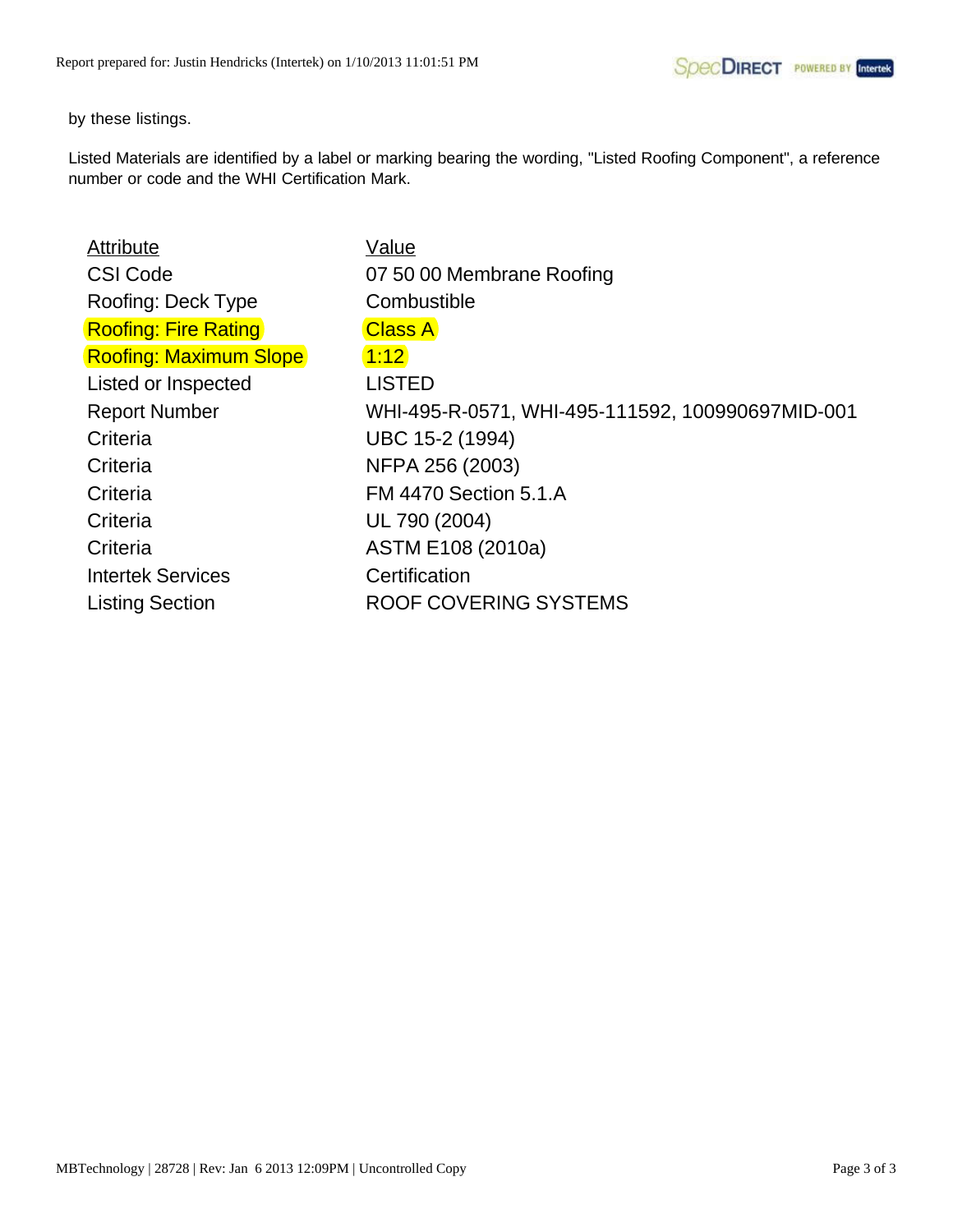by these listings.

Listed Materials are identified by a label or marking bearing the wording, "Listed Roofing Component", a reference number or code and the WHI Certification Mark.

| Attribute | Value |
|---|---|
| CSI Code | 07 50 00 Membrane Roofing |
| Roofing: Deck Type | Combustible |
| Roofing: Fire Rating | Class A |
| Roofing: Maximum Slope | 1:12 |
| Listed or Inspected | LISTED |
| Report Number | WHI-495-R-0571, WHI-495-111592, 100990697MID-001 |
| Criteria | UBC 15-2 (1994) |
| Criteria | NFPA 256 (2003) |
| Criteria | FM 4470 Section 5.1.A |
| Criteria | UL 790 (2004) |
| Criteria | ASTM E108 (2010a) |
| Intertek Services | Certification |
| Listing Section | ROOF COVERING SYSTEMS |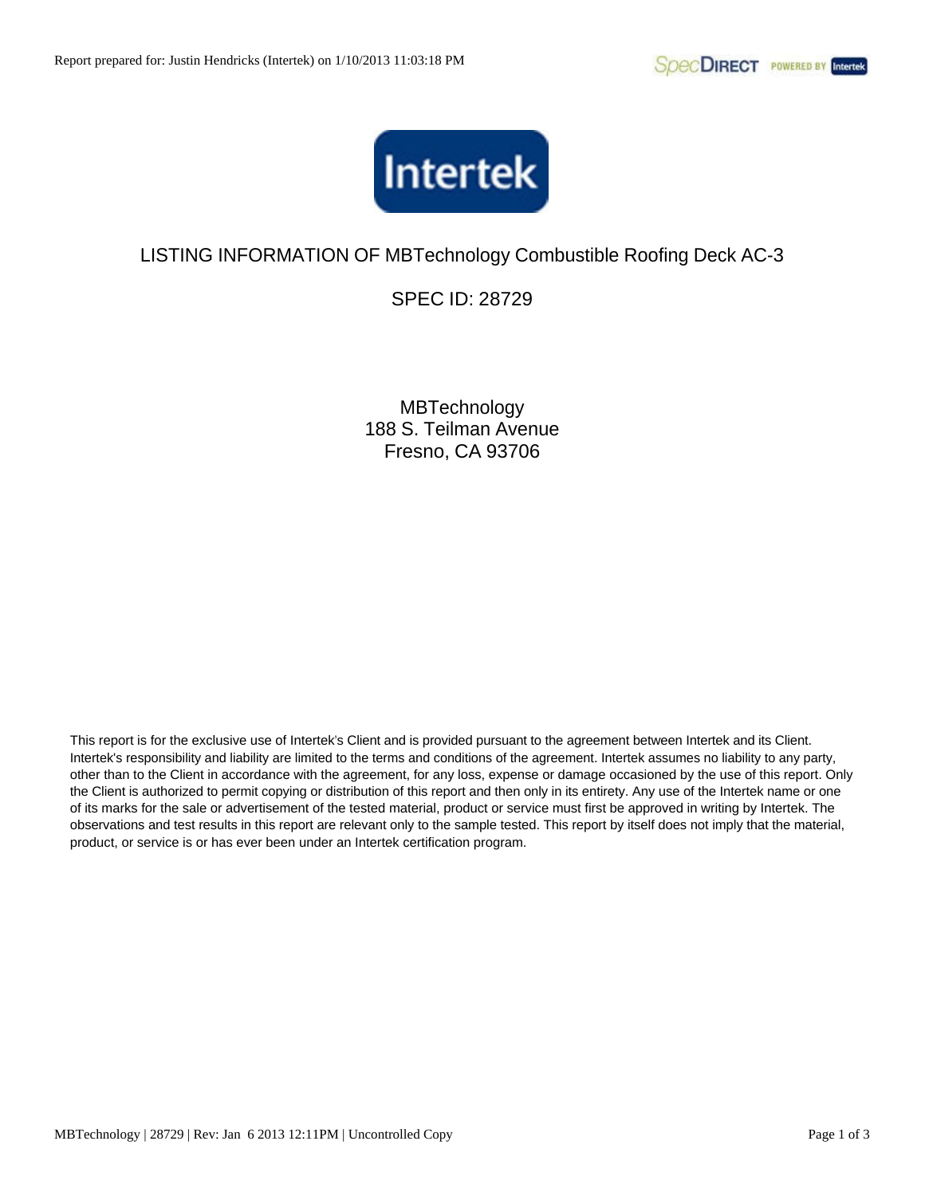# LISTING INFORMATION OF MBTechnology Combustible Roofing Deck AC-3

## SPEC ID: 28729

MBTechnology
188 S. Teilman Avenue
Fresno, CA 93706

This report is for the exclusive use of Intertek's Client and is provided pursuant to the agreement between Intertek and its Client. Intertek's responsibility and liability are limited to the terms and conditions of the agreement. Intertek assumes no liability to any party, other than to the Client in accordance with the agreement, for any loss, expense or damage occasioned by the use of this report. Only the Client is authorized to permit copying or distribution of this report and then only in its entirety. Any use of the Intertek name or one of its marks for the sale or advertisement of the tested material, product or service must first be approved in writing by Intertek. The observations and test results in this report are relevant only to the sample tested. This report by itself does not imply that the material, product, or service is or has ever been under an Intertek certification program.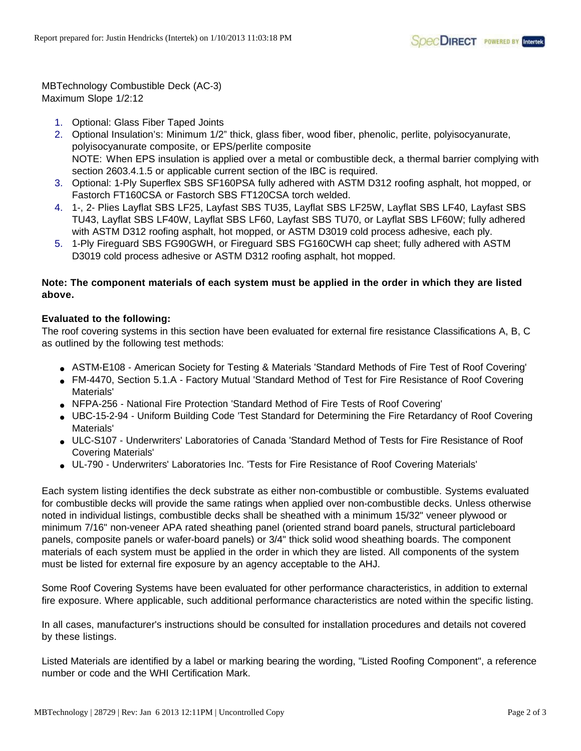MBTechnology Combustible Deck (AC-3)
Maximum Slope 1/2:12

1. Optional: Glass Fiber Taped Joints
2. Optional Insulation's: Minimum 1/2" thick, glass fiber, wood fiber, phenolic, perlite, polyisocyanurate, polyisocyanurate composite, or EPS/perlite composite
   NOTE: When EPS insulation is applied over a metal or combustible deck, a thermal barrier complying with section 2603.4.1.5 or applicable current section of the IBC is required.
3. Optional: 1-Ply Superflex SBS SF160PSA fully adhered with ASTM D312 roofing asphalt, hot mopped, or Fastorch FT160CSA or Fastorch SBS FT120CSA torch welded.
4. 1-, 2- Plies Layflat SBS LF25, Layfast SBS TU35, Layflat SBS LF25W, Layflat SBS LF40, Layfast SBS TU43, Layflat SBS LF40W, Layflat SBS LF60, Layfast SBS TU70, or Layflat SBS LF60W; fully adhered with ASTM D312 roofing asphalt, hot mopped, or ASTM D3019 cold process adhesive, each ply.
5. 1-Ply Fireguard SBS FG90GWH, or Fireguard SBS FG160CWH cap sheet; fully adhered with ASTM D3019 cold process adhesive or ASTM D312 roofing asphalt, hot mopped.

**Note: The component materials of each system must be applied in the order in which they are listed above.**

**Evaluated to the following:**
The roof covering systems in this section have been evaluated for external fire resistance Classifications A, B, C as outlined by the following test methods:

- ASTM-E108 - American Society for Testing & Materials 'Standard Methods of Fire Test of Roof Covering'
- FM-4470, Section 5.1.A - Factory Mutual 'Standard Method of Test for Fire Resistance of Roof Covering Materials'
- NFPA-256 - National Fire Protection 'Standard Method of Fire Tests of Roof Covering'
- UBC-15-2-94 - Uniform Building Code 'Test Standard for Determining the Fire Retardancy of Roof Covering Materials'
- ULC-S107 - Underwriters' Laboratories of Canada 'Standard Method of Tests for Fire Resistance of Roof Covering Materials'
- UL-790 - Underwriters' Laboratories Inc. 'Tests for Fire Resistance of Roof Covering Materials'

Each system listing identifies the deck substrate as either non-combustible or combustible. Systems evaluated for combustible decks will provide the same ratings when applied over non-combustible decks. Unless otherwise noted in individual listings, combustible decks shall be sheathed with a minimum 15/32" veneer plywood or minimum 7/16" non-veneer APA rated sheathing panel (oriented strand board panels, structural particleboard panels, composite panels or wafer-board panels) or 3/4" thick solid wood sheathing boards. The component materials of each system must be applied in the order in which they are listed. All components of the system must be listed for external fire exposure by an agency acceptable to the AHJ.

Some Roof Covering Systems have been evaluated for other performance characteristics, in addition to external fire exposure. Where applicable, such additional performance characteristics are noted within the specific listing.

In all cases, manufacturer's instructions should be consulted for installation procedures and details not covered by these listings.

Listed Materials are identified by a label or marking bearing the wording, "Listed Roofing Component", a reference number or code and the WHI Certification Mark.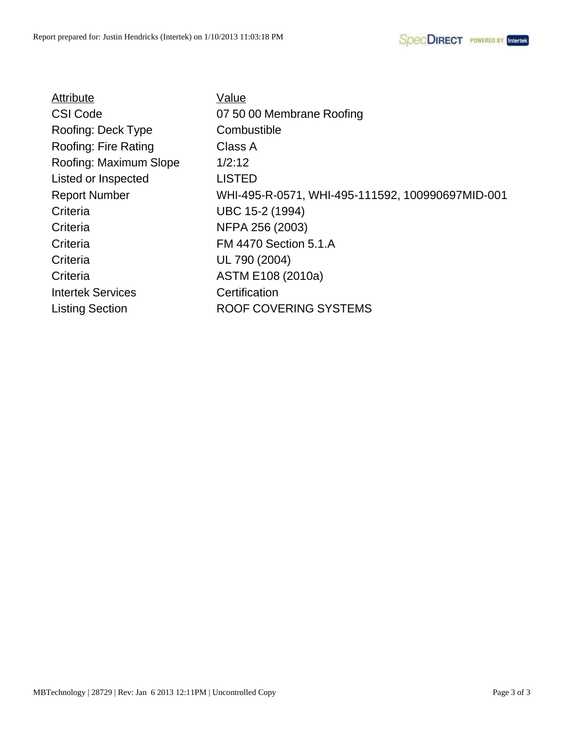| Attribute | Value |
|---|---|
| CSI Code | 07 50 00 Membrane Roofing |
| Roofing: Deck Type | Combustible |
| Roofing: Fire Rating | Class A |
| Roofing: Maximum Slope | 1/2:12 |
| Listed or Inspected | LISTED |
| Report Number | WHI-495-R-0571, WHI-495-111592, 100990697MID-001 |
| Criteria | UBC 15-2 (1994) |
| Criteria | NFPA 256 (2003) |
| Criteria | FM 4470 Section 5.1.A |
| Criteria | UL 790 (2004) |
| Criteria | ASTM E108 (2010a) |
| Intertek Services | Certification |
| Listing Section | ROOF COVERING SYSTEMS |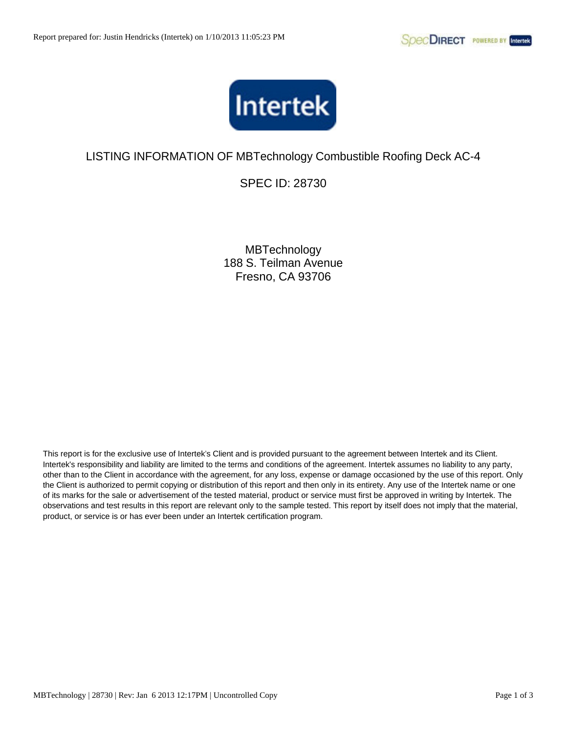Report prepared for: Justin Hendricks (Intertek) on 1/10/2013 11:05:23 PM

# LISTING INFORMATION OF MBTechnology Combustible Roofing Deck AC-4

## SPEC ID: 28730

MBTechnology
188 S. Teilman Avenue
Fresno, CA 93706

This report is for the exclusive use of Intertek's Client and is provided pursuant to the agreement between Intertek and its Client. Intertek's responsibility and liability are limited to the terms and conditions of the agreement. Intertek assumes no liability to any party, other than to the Client in accordance with the agreement, for any loss, expense or damage occasioned by the use of this report. Only the Client is authorized to permit copying or distribution of this report and then only in its entirety. Any use of the Intertek name or one of its marks for the sale or advertisement of the tested material, product or service must first be approved in writing by Intertek. The observations and test results in this report are relevant only to the sample tested. This report by itself does not imply that the material, product, or service is or has ever been under an Intertek certification program.

MBTechnology | 28730 | Rev: Jan 6 2013 12:17PM | Uncontrolled Copy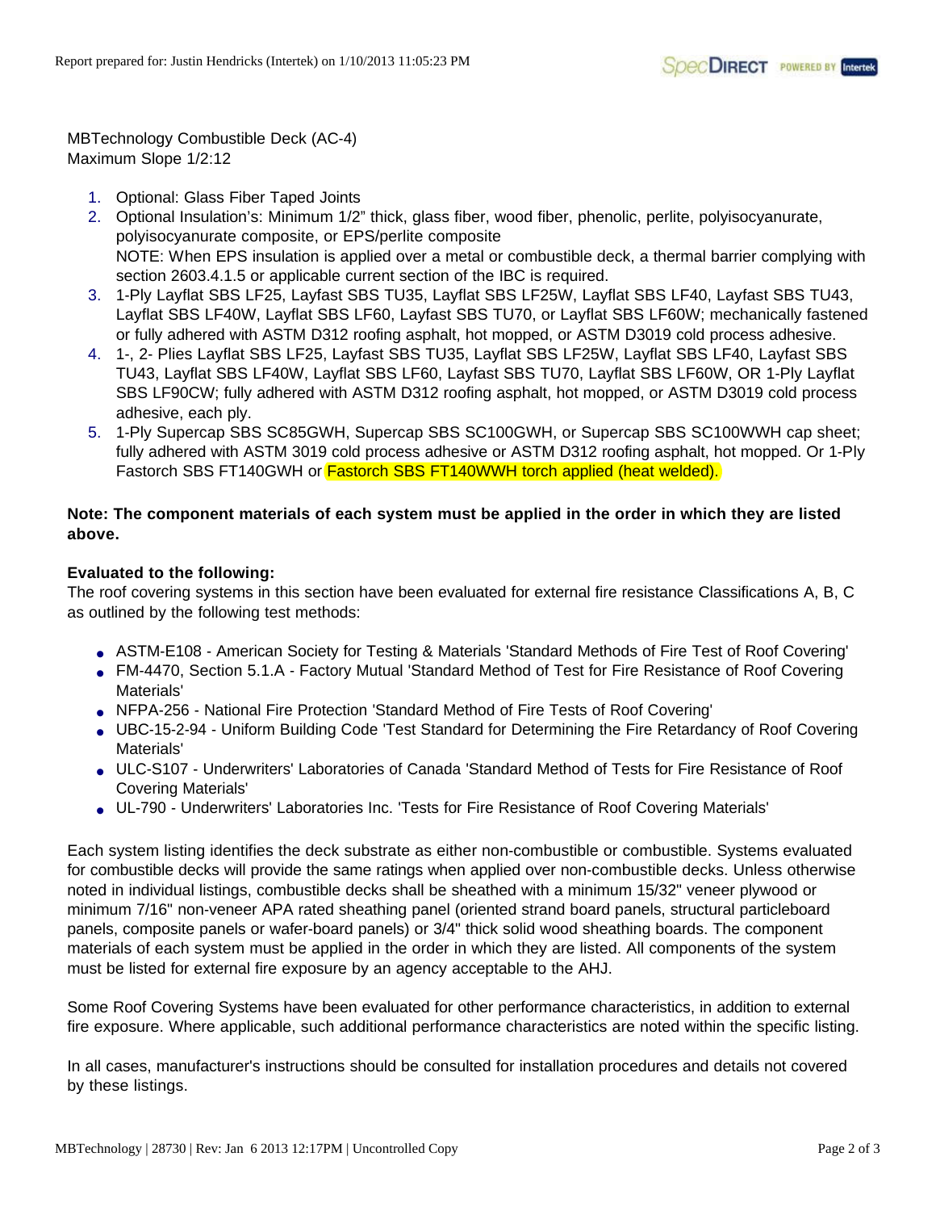MBTechnology Combustible Deck (AC-4)
Maximum Slope 1/2:12

1. Optional: Glass Fiber Taped Joints
2. Optional Insulation's: Minimum 1/2" thick, glass fiber, wood fiber, phenolic, perlite, polyisocyanurate, polyisocyanurate composite, or EPS/perlite composite
   NOTE: When EPS insulation is applied over a metal or combustible deck, a thermal barrier complying with section 2603.4.1.5 or applicable current section of the IBC is required.
3. 1-Ply Layflat SBS LF25, Layfast SBS TU35, Layflat SBS LF25W, Layflat SBS LF40, Layfast SBS TU43, Layflat SBS LF40W, Layflat SBS LF60, Layfast SBS TU70, or Layflat SBS LF60W; mechanically fastened or fully adhered with ASTM D312 roofing asphalt, hot mopped, or ASTM D3019 cold process adhesive.
4. 1-, 2- Plies Layflat SBS LF25, Layfast SBS TU35, Layflat SBS LF25W, Layflat SBS LF40, Layfast SBS TU43, Layflat SBS LF40W, Layflat SBS LF60, Layfast SBS TU70, Layflat SBS LF60W, OR 1-Ply Layflat SBS LF90CW; fully adhered with ASTM D312 roofing asphalt, hot mopped, or ASTM D3019 cold process adhesive, each ply.
5. 1-Ply Supercap SBS SC85GWH, Supercap SBS SC100GWH, or Supercap SBS SC100WWH cap sheet; fully adhered with ASTM 3019 cold process adhesive or ASTM D312 roofing asphalt, hot mopped. Or 1-Ply Fastorch SBS FT140GWH or Fastorch SBS FT140WWH torch applied (heat welded).

**Note: The component materials of each system must be applied in the order in which they are listed above.**

**Evaluated to the following:**

The roof covering systems in this section have been evaluated for external fire resistance Classifications A, B, C as outlined by the following test methods:

- ASTM-E108 - American Society for Testing & Materials 'Standard Methods of Fire Test of Roof Covering'
- FM-4470, Section 5.1.A - Factory Mutual 'Standard Method of Test for Fire Resistance of Roof Covering Materials'
- NFPA-256 - National Fire Protection 'Standard Method of Fire Tests of Roof Covering'
- UBC-15-2-94 - Uniform Building Code 'Test Standard for Determining the Fire Retardancy of Roof Covering Materials'
- ULC-S107 - Underwriters' Laboratories of Canada 'Standard Method of Tests for Fire Resistance of Roof Covering Materials'
- UL-790 - Underwriters' Laboratories Inc. 'Tests for Fire Resistance of Roof Covering Materials'

Each system listing identifies the deck substrate as either non-combustible or combustible. Systems evaluated for combustible decks will provide the same ratings when applied over non-combustible decks. Unless otherwise noted in individual listings, combustible decks shall be sheathed with a minimum 15/32" veneer plywood or minimum 7/16" non-veneer APA rated sheathing panel (oriented strand board panels, structural particleboard panels, composite panels or wafer-board panels) or 3/4" thick solid wood sheathing boards. The component materials of each system must be applied in the order in which they are listed. All components of the system must be listed for external fire exposure by an agency acceptable to the AHJ.

Some Roof Covering Systems have been evaluated for other performance characteristics, in addition to external fire exposure. Where applicable, such additional performance characteristics are noted within the specific listing.

In all cases, manufacturer's instructions should be consulted for installation procedures and details not covered by these listings.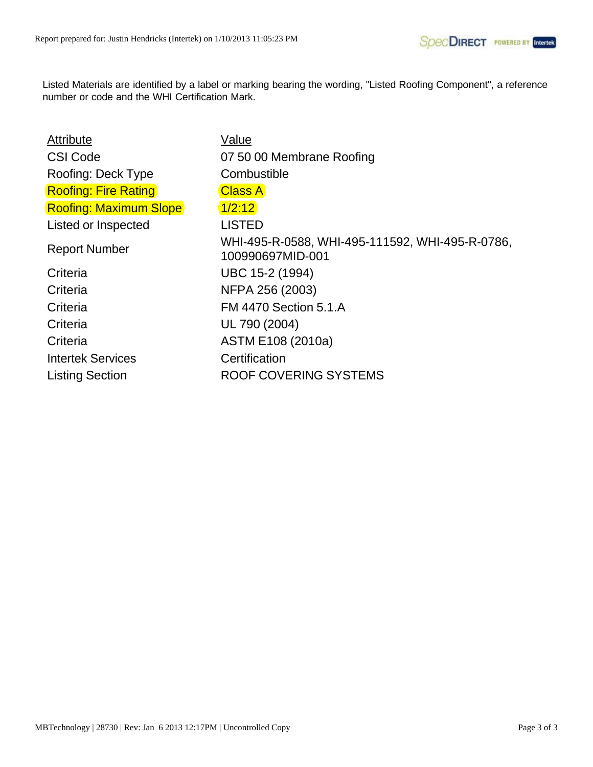Listed Materials are identified by a label or marking bearing the wording, "Listed Roofing Component", a reference number or code and the WHI Certification Mark.

| Attribute | Value |
|---|---|
| CSI Code | 07 50 00 Membrane Roofing |
| Roofing: Deck Type | Combustible |
| Roofing: Fire Rating | Class A |
| Roofing: Maximum Slope | 1/2:12 |
| Listed or Inspected | LISTED |
| Report Number | WHI-495-R-0588, WHI-495-111592, WHI-495-R-0786, 100990697MID-001 |
| Criteria | UBC 15-2 (1994) |
| Criteria | NFPA 256 (2003) |
| Criteria | FM 4470 Section 5.1.A |
| Criteria | UL 790 (2004) |
| Criteria | ASTM E108 (2010a) |
| Intertek Services | Certification |
| Listing Section | ROOF COVERING SYSTEMS |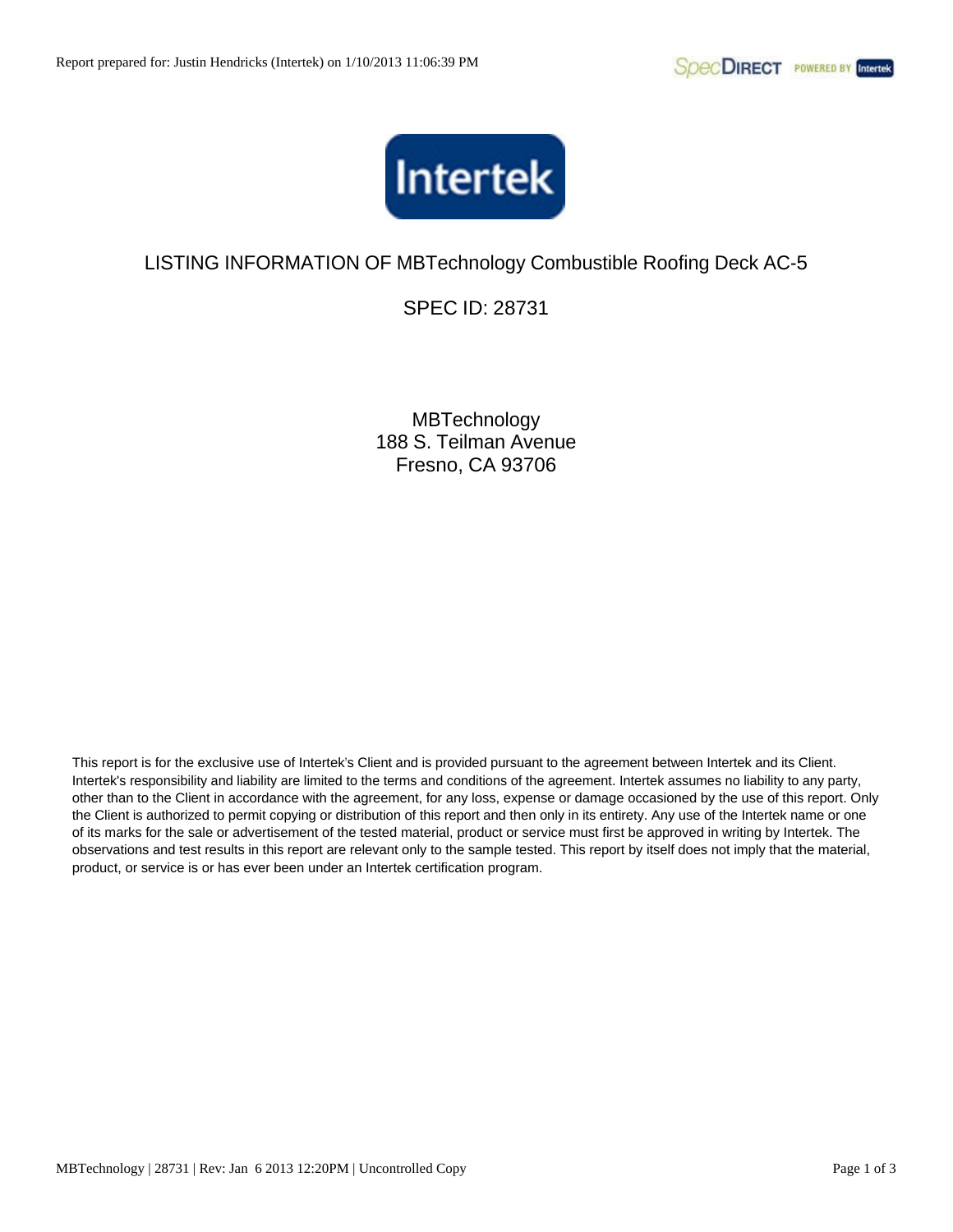Report prepared for: Justin Hendricks (Intertek) on 1/10/2013 11:06:39 PM

# LISTING INFORMATION OF MBTechnology Combustible Roofing Deck AC-5

## SPEC ID: 28731

MBTechnology
188 S. Teilman Avenue
Fresno, CA 93706

This report is for the exclusive use of Intertek's Client and is provided pursuant to the agreement between Intertek and its Client. Intertek's responsibility and liability are limited to the terms and conditions of the agreement. Intertek assumes no liability to any party, other than to the Client in accordance with the agreement, for any loss, expense or damage occasioned by the use of this report. Only the Client is authorized to permit copying or distribution of this report and then only in its entirety. Any use of the Intertek name or one of its marks for the sale or advertisement of the tested material, product or service must first be approved in writing by Intertek. The observations and test results in this report are relevant only to the sample tested. This report by itself does not imply that the material, product, or service is or has ever been under an Intertek certification program.

MBTechnology | 28731 | Rev: Jan 6 2013 12:20PM | Uncontrolled Copy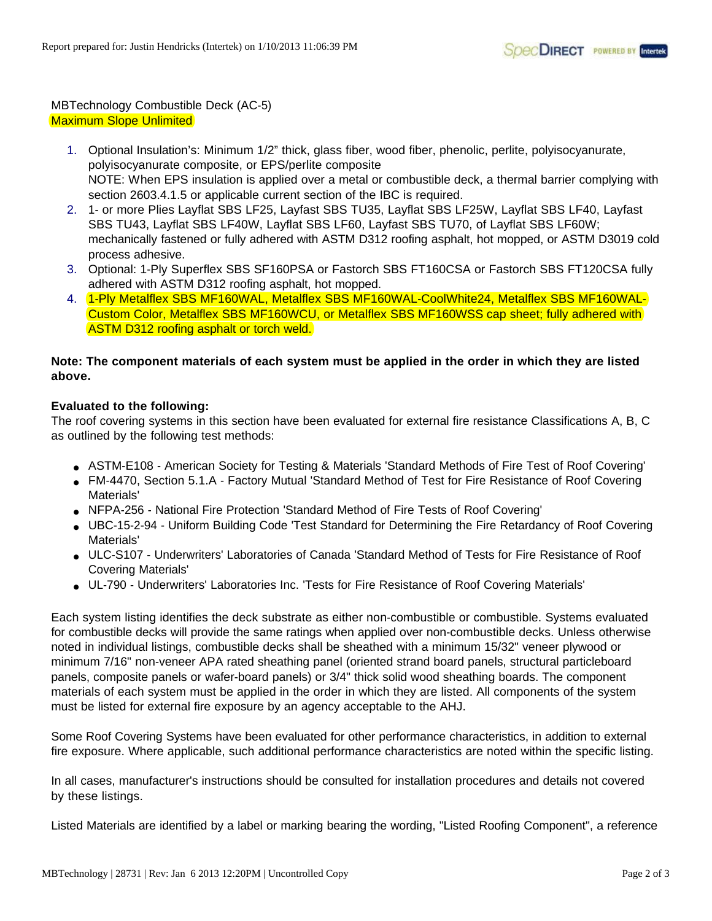MBTechnology Combustible Deck (AC-5)
Maximum Slope Unlimited

1. Optional Insulation's: Minimum 1/2" thick, glass fiber, wood fiber, phenolic, perlite, polyisocyanurate, polyisocyanurate composite, or EPS/perlite composite
   NOTE: When EPS insulation is applied over a metal or combustible deck, a thermal barrier complying with section 2603.4.1.5 or applicable current section of the IBC is required.
2. 1- or more Plies Layflat SBS LF25, Layfast SBS TU35, Layflat SBS LF25W, Layflat SBS LF40, Layfast SBS TU43, Layflat SBS LF40W, Layflat SBS LF60, Layfast SBS TU70, of Layflat SBS LF60W; mechanically fastened or fully adhered with ASTM D312 roofing asphalt, hot mopped, or ASTM D3019 cold process adhesive.
3. Optional: 1-Ply Superflex SBS SF160PSA or Fastorch SBS FT160CSA or Fastorch SBS FT120CSA fully adhered with ASTM D312 roofing asphalt, hot mopped.
4. 1-Ply Metalflex SBS MF160WAL, Metalflex SBS MF160WAL-CoolWhite24, Metalflex SBS MF160WAL-Custom Color, Metalflex SBS MF160WCU, or Metalflex SBS MF160WSS cap sheet; fully adhered with ASTM D312 roofing asphalt or torch weld.

**Note: The component materials of each system must be applied in the order in which they are listed above.**

**Evaluated to the following:**
The roof covering systems in this section have been evaluated for external fire resistance Classifications A, B, C as outlined by the following test methods:

- ASTM-E108 - American Society for Testing & Materials 'Standard Methods of Fire Test of Roof Covering'
- FM-4470, Section 5.1.A - Factory Mutual 'Standard Method of Test for Fire Resistance of Roof Covering Materials'
- NFPA-256 - National Fire Protection 'Standard Method of Fire Tests of Roof Covering'
- UBC-15-2-94 - Uniform Building Code 'Test Standard for Determining the Fire Retardancy of Roof Covering Materials'
- ULC-S107 - Underwriters' Laboratories of Canada 'Standard Method of Tests for Fire Resistance of Roof Covering Materials'
- UL-790 - Underwriters' Laboratories Inc. 'Tests for Fire Resistance of Roof Covering Materials'

Each system listing identifies the deck substrate as either non-combustible or combustible. Systems evaluated for combustible decks will provide the same ratings when applied over non-combustible decks. Unless otherwise noted in individual listings, combustible decks shall be sheathed with a minimum 15/32" veneer plywood or minimum 7/16" non-veneer APA rated sheathing panel (oriented strand board panels, structural particleboard panels, composite panels or wafer-board panels) or 3/4" thick solid wood sheathing boards. The component materials of each system must be applied in the order in which they are listed. All components of the system must be listed for external fire exposure by an agency acceptable to the AHJ.

Some Roof Covering Systems have been evaluated for other performance characteristics, in addition to external fire exposure. Where applicable, such additional performance characteristics are noted within the specific listing.

In all cases, manufacturer's instructions should be consulted for installation procedures and details not covered by these listings.

Listed Materials are identified by a label or marking bearing the wording, "Listed Roofing Component", a reference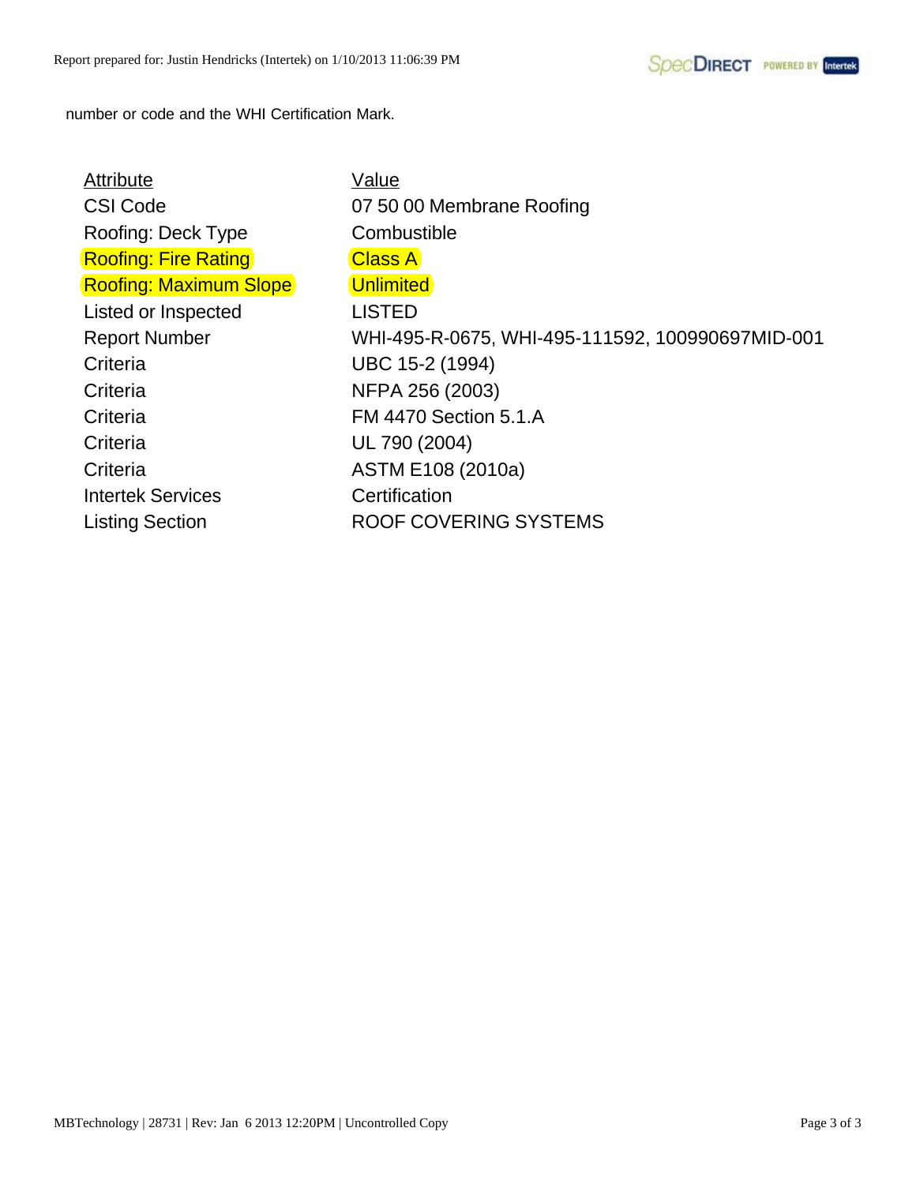number or code and the WHI Certification Mark.

| Attribute | Value |
|---|---|
| CSI Code | 07 50 00 Membrane Roofing |
| Roofing: Deck Type | Combustible |
| Roofing: Fire Rating | Class A |
| Roofing: Maximum Slope | Unlimited |
| Listed or Inspected | LISTED |
| Report Number | WHI-495-R-0675, WHI-495-111592, 100990697MID-001 |
| Criteria | UBC 15-2 (1994) |
| Criteria | NFPA 256 (2003) |
| Criteria | FM 4470 Section 5.1.A |
| Criteria | UL 790 (2004) |
| Criteria | ASTM E108 (2010a) |
| Intertek Services | Certification |
| Listing Section | ROOF COVERING SYSTEMS |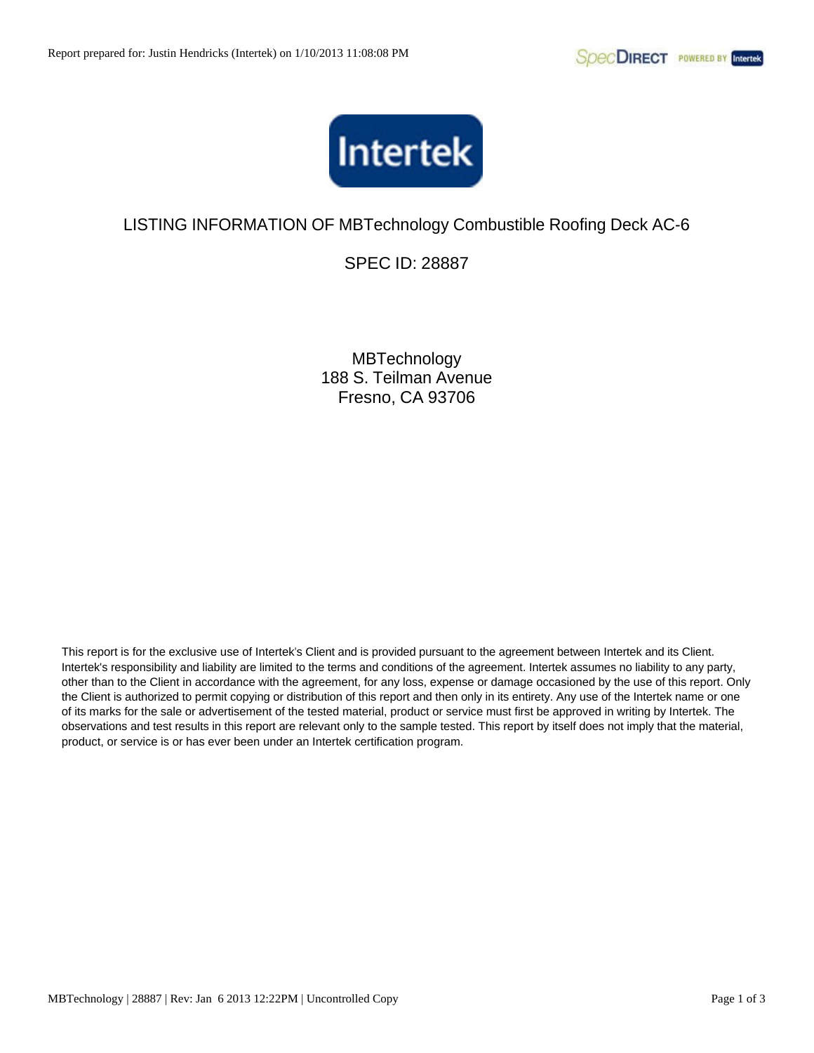Report prepared for: Justin Hendricks (Intertek) on 1/10/2013 11:08:08 PM

# LISTING INFORMATION OF MBTechnology Combustible Roofing Deck AC-6

## SPEC ID: 28887

MBTechnology
188 S. Teilman Avenue
Fresno, CA 93706

This report is for the exclusive use of Intertek's Client and is provided pursuant to the agreement between Intertek and its Client. Intertek's responsibility and liability are limited to the terms and conditions of the agreement. Intertek assumes no liability to any party, other than to the Client in accordance with the agreement, for any loss, expense or damage occasioned by the use of this report. Only the Client is authorized to permit copying or distribution of this report and then only in its entirety. Any use of the Intertek name or one of its marks for the sale or advertisement of the tested material, product or service must first be approved in writing by Intertek. The observations and test results in this report are relevant only to the sample tested. This report by itself does not imply that the material, product, or service is or has ever been under an Intertek certification program.

MBTechnology | 28887 | Rev: Jan 6 2013 12:22PM | Uncontrolled Copy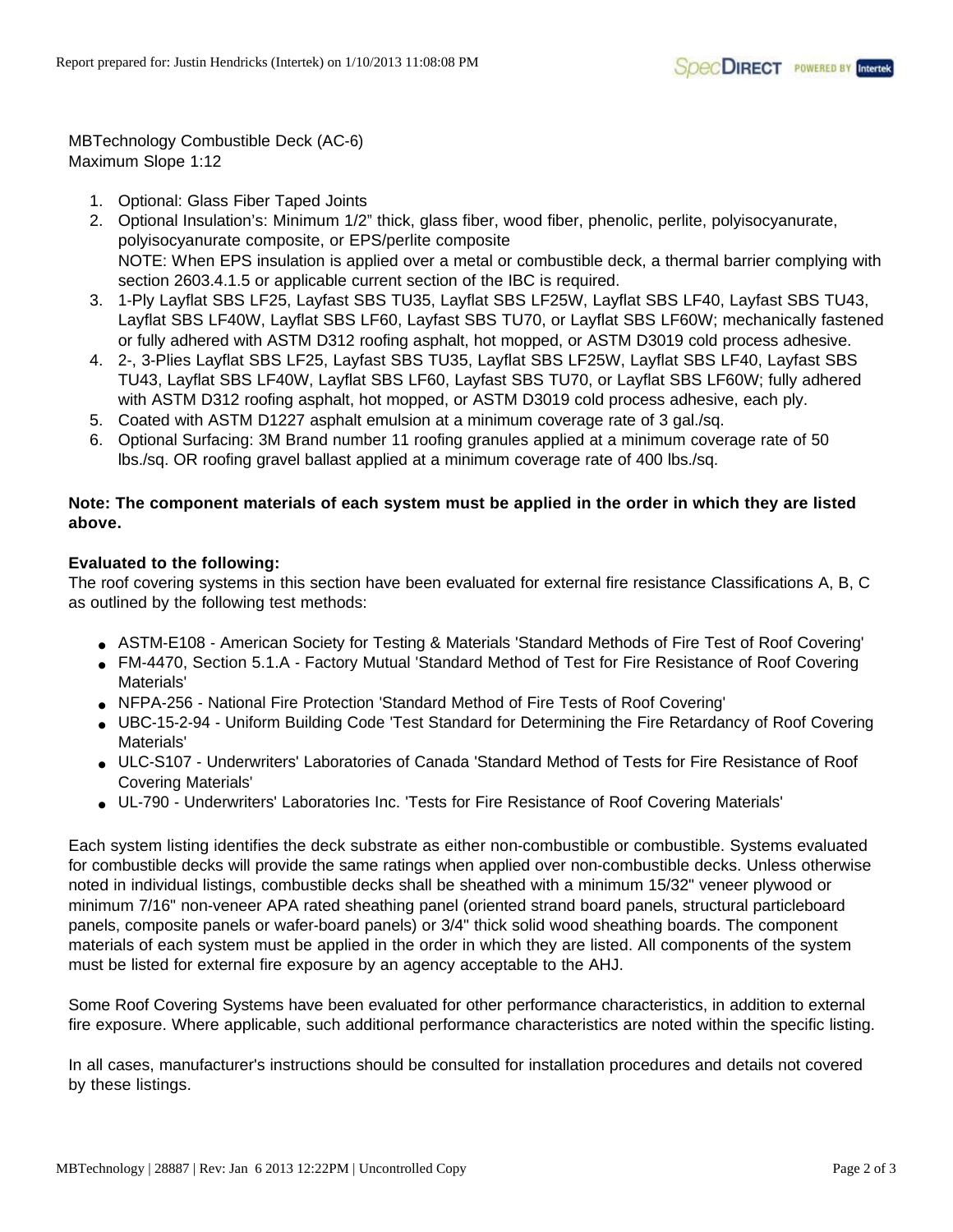MBTechnology Combustible Deck (AC-6)
Maximum Slope 1:12

1. Optional: Glass Fiber Taped Joints
2. Optional Insulation's: Minimum 1/2" thick, glass fiber, wood fiber, phenolic, perlite, polyisocyanurate, polyisocyanurate composite, or EPS/perlite composite
   NOTE: When EPS insulation is applied over a metal or combustible deck, a thermal barrier complying with section 2603.4.1.5 or applicable current section of the IBC is required.
3. 1-Ply Layflat SBS LF25, Layfast SBS TU35, Layflat SBS LF25W, Layflat SBS LF40, Layfast SBS TU43, Layflat SBS LF40W, Layflat SBS LF60, Layfast SBS TU70, or Layflat SBS LF60W; mechanically fastened or fully adhered with ASTM D312 roofing asphalt, hot mopped, or ASTM D3019 cold process adhesive.
4. 2-, 3-Plies Layflat SBS LF25, Layfast SBS TU35, Layflat SBS LF25W, Layflat SBS LF40, Layfast SBS TU43, Layflat SBS LF40W, Layflat SBS LF60, Layfast SBS TU70, or Layflat SBS LF60W; fully adhered with ASTM D312 roofing asphalt, hot mopped, or ASTM D3019 cold process adhesive, each ply.
5. Coated with ASTM D1227 asphalt emulsion at a minimum coverage rate of 3 gal./sq.
6. Optional Surfacing: 3M Brand number 11 roofing granules applied at a minimum coverage rate of 50 lbs./sq. OR roofing gravel ballast applied at a minimum coverage rate of 400 lbs./sq.

**Note: The component materials of each system must be applied in the order in which they are listed above.**

**Evaluated to the following:**
The roof covering systems in this section have been evaluated for external fire resistance Classifications A, B, C as outlined by the following test methods:

- ASTM-E108 - American Society for Testing & Materials 'Standard Methods of Fire Test of Roof Covering'
- FM-4470, Section 5.1.A - Factory Mutual 'Standard Method of Test for Fire Resistance of Roof Covering Materials'
- NFPA-256 - National Fire Protection 'Standard Method of Fire Tests of Roof Covering'
- UBC-15-2-94 - Uniform Building Code 'Test Standard for Determining the Fire Retardancy of Roof Covering Materials'
- ULC-S107 - Underwriters' Laboratories of Canada 'Standard Method of Tests for Fire Resistance of Roof Covering Materials'
- UL-790 - Underwriters' Laboratories Inc. 'Tests for Fire Resistance of Roof Covering Materials'

Each system listing identifies the deck substrate as either non-combustible or combustible. Systems evaluated for combustible decks will provide the same ratings when applied over non-combustible decks. Unless otherwise noted in individual listings, combustible decks shall be sheathed with a minimum 15/32" veneer plywood or minimum 7/16" non-veneer APA rated sheathing panel (oriented strand board panels, structural particleboard panels, composite panels or wafer-board panels) or 3/4" thick solid wood sheathing boards. The component materials of each system must be applied in the order in which they are listed. All components of the system must be listed for external fire exposure by an agency acceptable to the AHJ.

Some Roof Covering Systems have been evaluated for other performance characteristics, in addition to external fire exposure. Where applicable, such additional performance characteristics are noted within the specific listing.

In all cases, manufacturer's instructions should be consulted for installation procedures and details not covered by these listings.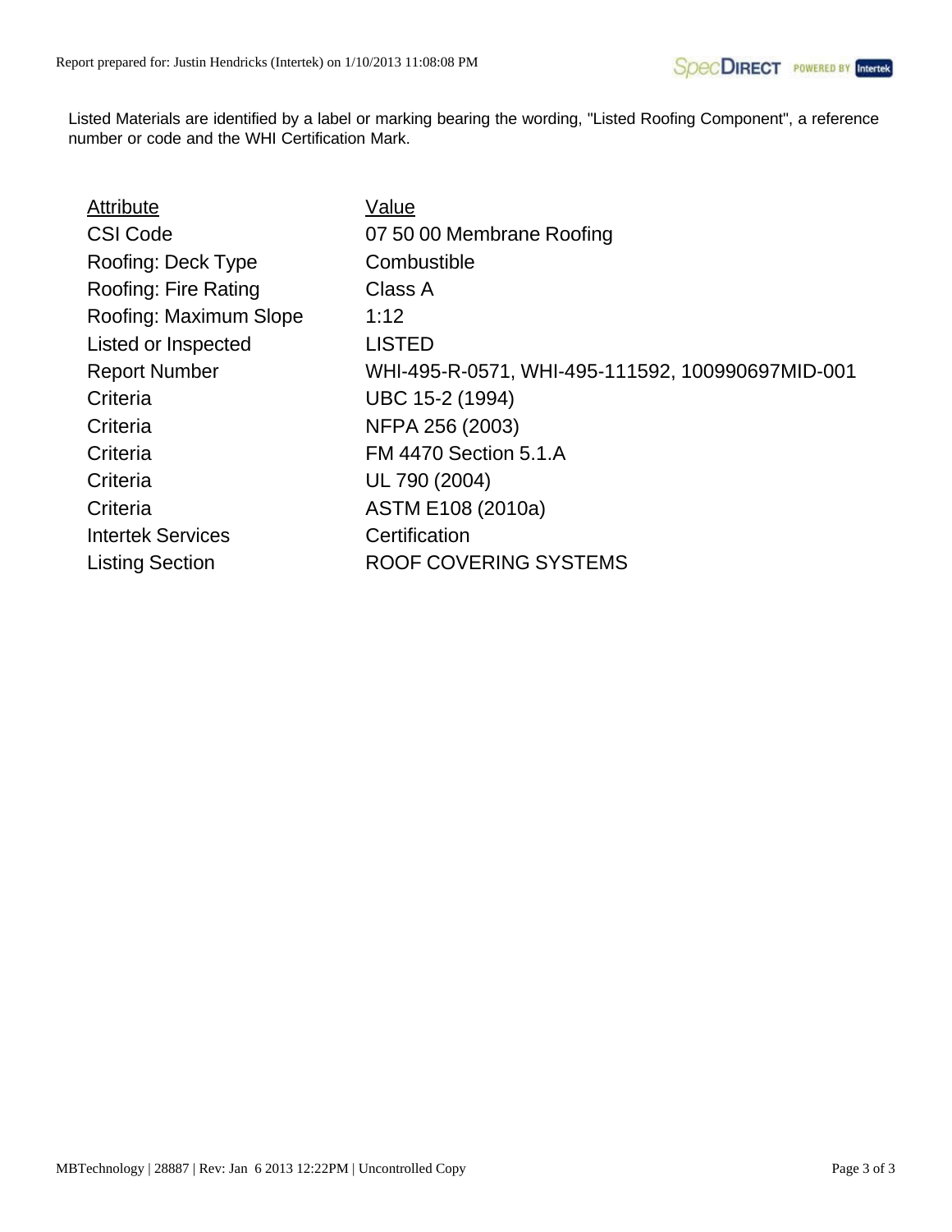Listed Materials are identified by a label or marking bearing the wording, "Listed Roofing Component", a reference number or code and the WHI Certification Mark.

| Attribute | Value |
| --- | --- |
| CSI Code | 07 50 00 Membrane Roofing |
| Roofing: Deck Type | Combustible |
| Roofing: Fire Rating | Class A |
| Roofing: Maximum Slope | 1:12 |
| Listed or Inspected | LISTED |
| Report Number | WHI-495-R-0571, WHI-495-111592, 100990697MID-001 |
| Criteria | UBC 15-2 (1994) |
| Criteria | NFPA 256 (2003) |
| Criteria | FM 4470 Section 5.1.A |
| Criteria | UL 790 (2004) |
| Criteria | ASTM E108 (2010a) |
| Intertek Services | Certification |
| Listing Section | ROOF COVERING SYSTEMS |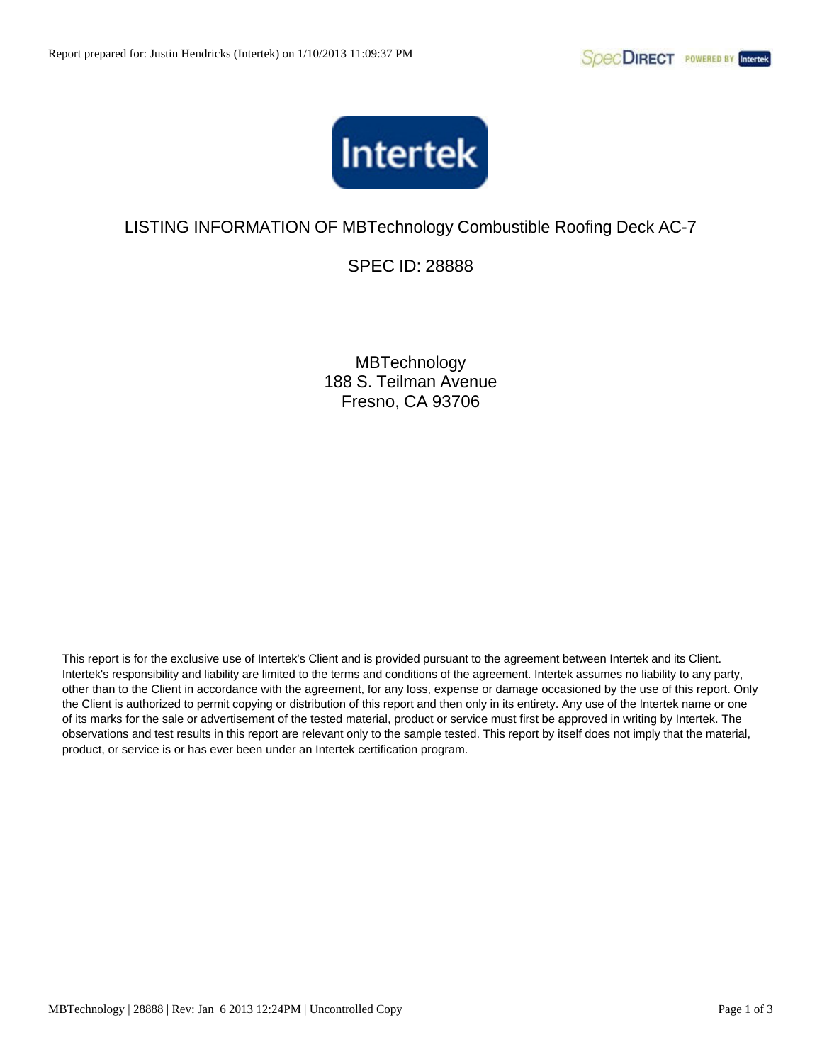Report prepared for: Justin Hendricks (Intertek) on 1/10/2013 11:09:37 PM

# LISTING INFORMATION OF MBTechnology Combustible Roofing Deck AC-7

## SPEC ID: 28888

MBTechnology
188 S. Teilman Avenue
Fresno, CA 93706

This report is for the exclusive use of Intertek's Client and is provided pursuant to the agreement between Intertek and its Client. Intertek's responsibility and liability are limited to the terms and conditions of the agreement. Intertek assumes no liability to any party, other than to the Client in accordance with the agreement, for any loss, expense or damage occasioned by the use of this report. Only the Client is authorized to permit copying or distribution of this report and then only in its entirety. Any use of the Intertek name or one of its marks for the sale or advertisement of the tested material, product or service must first be approved in writing by Intertek. The observations and test results in this report are relevant only to the sample tested. This report by itself does not imply that the material, product, or service is or has ever been under an Intertek certification program.

MBTechnology | 28888 | Rev: Jan 6 2013 12:24PM | Uncontrolled Copy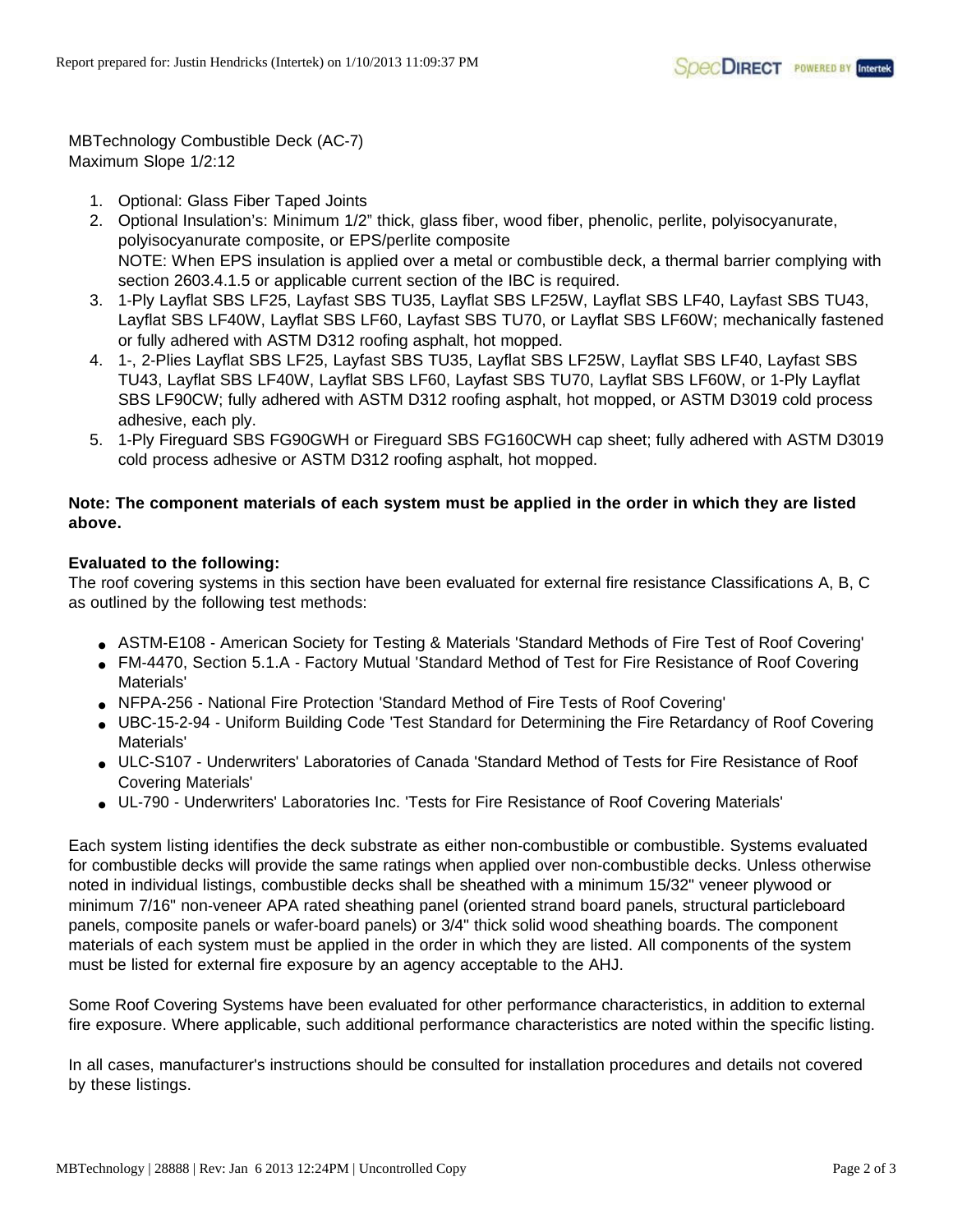MBTechnology Combustible Deck (AC-7)
Maximum Slope 1/2:12

1. Optional: Glass Fiber Taped Joints
2. Optional Insulation's: Minimum 1/2" thick, glass fiber, wood fiber, phenolic, perlite, polyisocyanurate, polyisocyanurate composite, or EPS/perlite composite
   NOTE: When EPS insulation is applied over a metal or combustible deck, a thermal barrier complying with section 2603.4.1.5 or applicable current section of the IBC is required.
3. 1-Ply Layflat SBS LF25, Layfast SBS TU35, Layflat SBS LF25W, Layflat SBS LF40, Layfast SBS TU43, Layflat SBS LF40W, Layflat SBS LF60, Layfast SBS TU70, or Layflat SBS LF60W; mechanically fastened or fully adhered with ASTM D312 roofing asphalt, hot mopped.
4. 1-, 2-Plies Layflat SBS LF25, Layfast SBS TU35, Layflat SBS LF25W, Layflat SBS LF40, Layfast SBS TU43, Layflat SBS LF40W, Layflat SBS LF60, Layfast SBS TU70, Layflat SBS LF60W, or 1-Ply Layflat SBS LF90CW; fully adhered with ASTM D312 roofing asphalt, hot mopped, or ASTM D3019 cold process adhesive, each ply.
5. 1-Ply Fireguard SBS FG90GWH or Fireguard SBS FG160CWH cap sheet; fully adhered with ASTM D3019 cold process adhesive or ASTM D312 roofing asphalt, hot mopped.

**Note: The component materials of each system must be applied in the order in which they are listed above.**

**Evaluated to the following:**
The roof covering systems in this section have been evaluated for external fire resistance Classifications A, B, C as outlined by the following test methods:

- ASTM-E108 - American Society for Testing & Materials 'Standard Methods of Fire Test of Roof Covering'
- FM-4470, Section 5.1.A - Factory Mutual 'Standard Method of Test for Fire Resistance of Roof Covering Materials'
- NFPA-256 - National Fire Protection 'Standard Method of Fire Tests of Roof Covering'
- UBC-15-2-94 - Uniform Building Code 'Test Standard for Determining the Fire Retardancy of Roof Covering Materials'
- ULC-S107 - Underwriters' Laboratories of Canada 'Standard Method of Tests for Fire Resistance of Roof Covering Materials'
- UL-790 - Underwriters' Laboratories Inc. 'Tests for Fire Resistance of Roof Covering Materials'

Each system listing identifies the deck substrate as either non-combustible or combustible. Systems evaluated for combustible decks will provide the same ratings when applied over non-combustible decks. Unless otherwise noted in individual listings, combustible decks shall be sheathed with a minimum 15/32" veneer plywood or minimum 7/16" non-veneer APA rated sheathing panel (oriented strand board panels, structural particleboard panels, composite panels or wafer-board panels) or 3/4" thick solid wood sheathing boards. The component materials of each system must be applied in the order in which they are listed. All components of the system must be listed for external fire exposure by an agency acceptable to the AHJ.

Some Roof Covering Systems have been evaluated for other performance characteristics, in addition to external fire exposure. Where applicable, such additional performance characteristics are noted within the specific listing.

In all cases, manufacturer's instructions should be consulted for installation procedures and details not covered by these listings.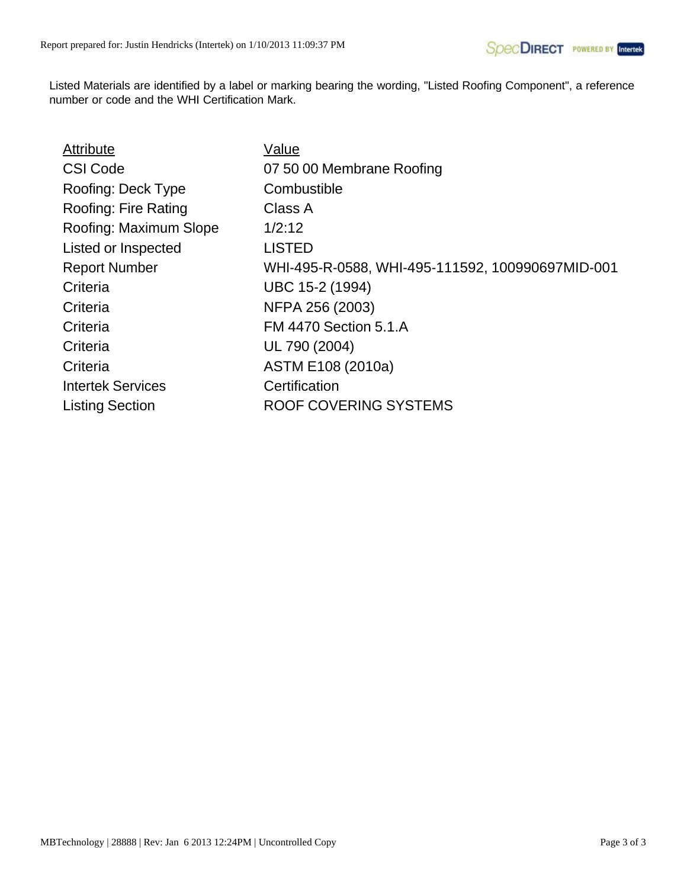Listed Materials are identified by a label or marking bearing the wording, "Listed Roofing Component", a reference number or code and the WHI Certification Mark.

| Attribute | Value |
| --- | --- |
| CSI Code | 07 50 00 Membrane Roofing |
| Roofing: Deck Type | Combustible |
| Roofing: Fire Rating | Class A |
| Roofing: Maximum Slope | 1/2:12 |
| Listed or Inspected | LISTED |
| Report Number | WHI-495-R-0588, WHI-495-111592, 100990697MID-001 |
| Criteria | UBC 15-2 (1994) |
| Criteria | NFPA 256 (2003) |
| Criteria | FM 4470 Section 5.1.A |
| Criteria | UL 790 (2004) |
| Criteria | ASTM E108 (2010a) |
| Intertek Services | Certification |
| Listing Section | ROOF COVERING SYSTEMS |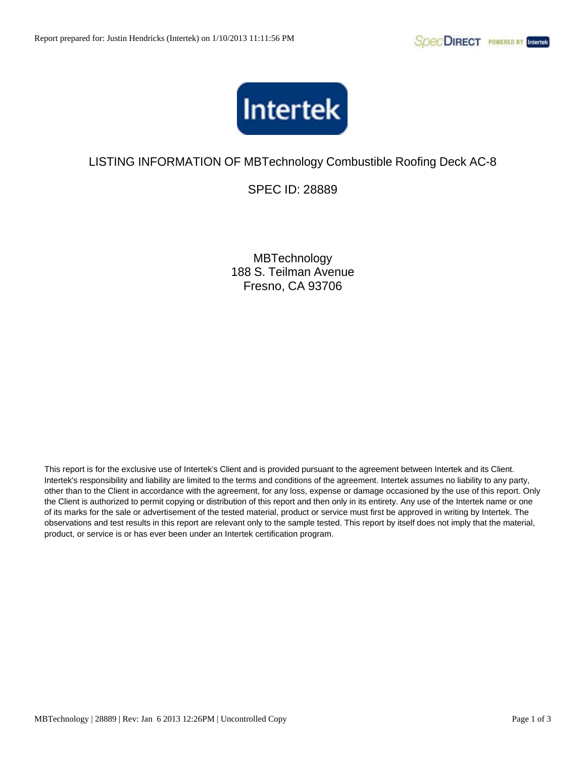# LISTING INFORMATION OF MBTechnology Combustible Roofing Deck AC-8

## SPEC ID: 28889

MBTechnology
188 S. Teilman Avenue
Fresno, CA 93706

This report is for the exclusive use of Intertek's Client and is provided pursuant to the agreement between Intertek and its Client. Intertek's responsibility and liability are limited to the terms and conditions of the agreement. Intertek assumes no liability to any party, other than to the Client in accordance with the agreement, for any loss, expense or damage occasioned by the use of this report. Only the Client is authorized to permit copying or distribution of this report and then only in its entirety. Any use of the Intertek name or one of its marks for the sale or advertisement of the tested material, product or service must first be approved in writing by Intertek. The observations and test results in this report are relevant only to the sample tested. This report by itself does not imply that the material, product, or service is or has ever been under an Intertek certification program.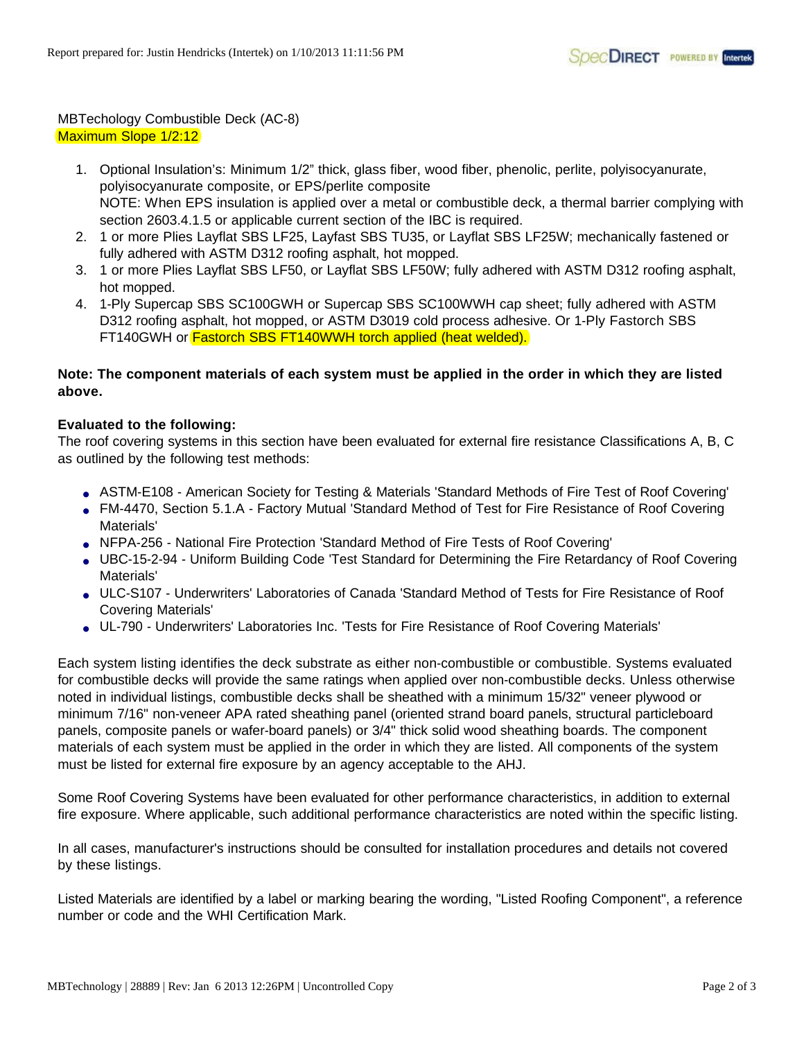MBTechology Combustible Deck (AC-8)
Maximum Slope 1/2:12

1. Optional Insulation's: Minimum 1/2" thick, glass fiber, wood fiber, phenolic, perlite, polyisocyanurate, polyisocyanurate composite, or EPS/perlite composite
   NOTE: When EPS insulation is applied over a metal or combustible deck, a thermal barrier complying with section 2603.4.1.5 or applicable current section of the IBC is required.
2. 1 or more Plies Layflat SBS LF25, Layfast SBS TU35, or Layflat SBS LF25W; mechanically fastened or fully adhered with ASTM D312 roofing asphalt, hot mopped.
3. 1 or more Plies Layflat SBS LF50, or Layflat SBS LF50W; fully adhered with ASTM D312 roofing asphalt, hot mopped.
4. 1-Ply Supercap SBS SC100GWH or Supercap SBS SC100WWH cap sheet; fully adhered with ASTM D312 roofing asphalt, hot mopped, or ASTM D3019 cold process adhesive. Or 1-Ply Fastorch SBS FT140GWH or Fastorch SBS FT140WWH torch applied (heat welded).

**Note: The component materials of each system must be applied in the order in which they are listed above.**

**Evaluated to the following:**
The roof covering systems in this section have been evaluated for external fire resistance Classifications A, B, C as outlined by the following test methods:

- ASTM-E108 - American Society for Testing & Materials 'Standard Methods of Fire Test of Roof Covering'
- FM-4470, Section 5.1.A - Factory Mutual 'Standard Method of Test for Fire Resistance of Roof Covering Materials'
- NFPA-256 - National Fire Protection 'Standard Method of Fire Tests of Roof Covering'
- UBC-15-2-94 - Uniform Building Code 'Test Standard for Determining the Fire Retardancy of Roof Covering Materials'
- ULC-S107 - Underwriters' Laboratories of Canada 'Standard Method of Tests for Fire Resistance of Roof Covering Materials'
- UL-790 - Underwriters' Laboratories Inc. 'Tests for Fire Resistance of Roof Covering Materials'

Each system listing identifies the deck substrate as either non-combustible or combustible. Systems evaluated for combustible decks will provide the same ratings when applied over non-combustible decks. Unless otherwise noted in individual listings, combustible decks shall be sheathed with a minimum 15/32" veneer plywood or minimum 7/16" non-veneer APA rated sheathing panel (oriented strand board panels, structural particleboard panels, composite panels or wafer-board panels) or 3/4" thick solid wood sheathing boards. The component materials of each system must be applied in the order in which they are listed. All components of the system must be listed for external fire exposure by an agency acceptable to the AHJ.

Some Roof Covering Systems have been evaluated for other performance characteristics, in addition to external fire exposure. Where applicable, such additional performance characteristics are noted within the specific listing.

In all cases, manufacturer's instructions should be consulted for installation procedures and details not covered by these listings.

Listed Materials are identified by a label or marking bearing the wording, "Listed Roofing Component", a reference number or code and the WHI Certification Mark.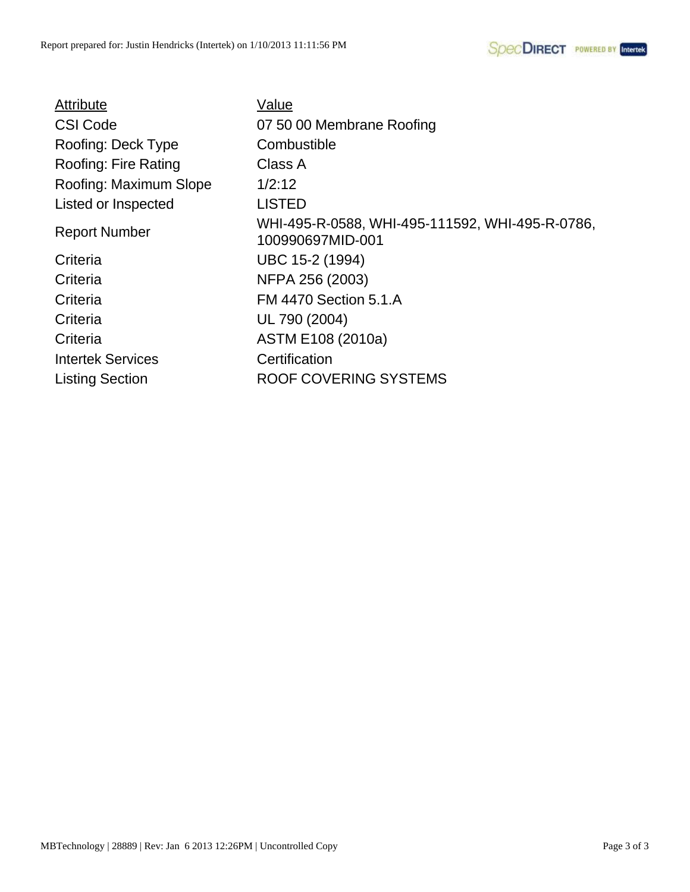| Attribute | Value |
|---|---|
| CSI Code | 07 50 00 Membrane Roofing |
| Roofing: Deck Type | Combustible |
| Roofing: Fire Rating | Class A |
| Roofing: Maximum Slope | 1/2:12 |
| Listed or Inspected | LISTED |
| Report Number | WHI-495-R-0588, WHI-495-111592, WHI-495-R-0786, 100990697MID-001 |
| Criteria | UBC 15-2 (1994) |
| Criteria | NFPA 256 (2003) |
| Criteria | FM 4470 Section 5.1.A |
| Criteria | UL 790 (2004) |
| Criteria | ASTM E108 (2010a) |
| Intertek Services | Certification |
| Listing Section | ROOF COVERING SYSTEMS |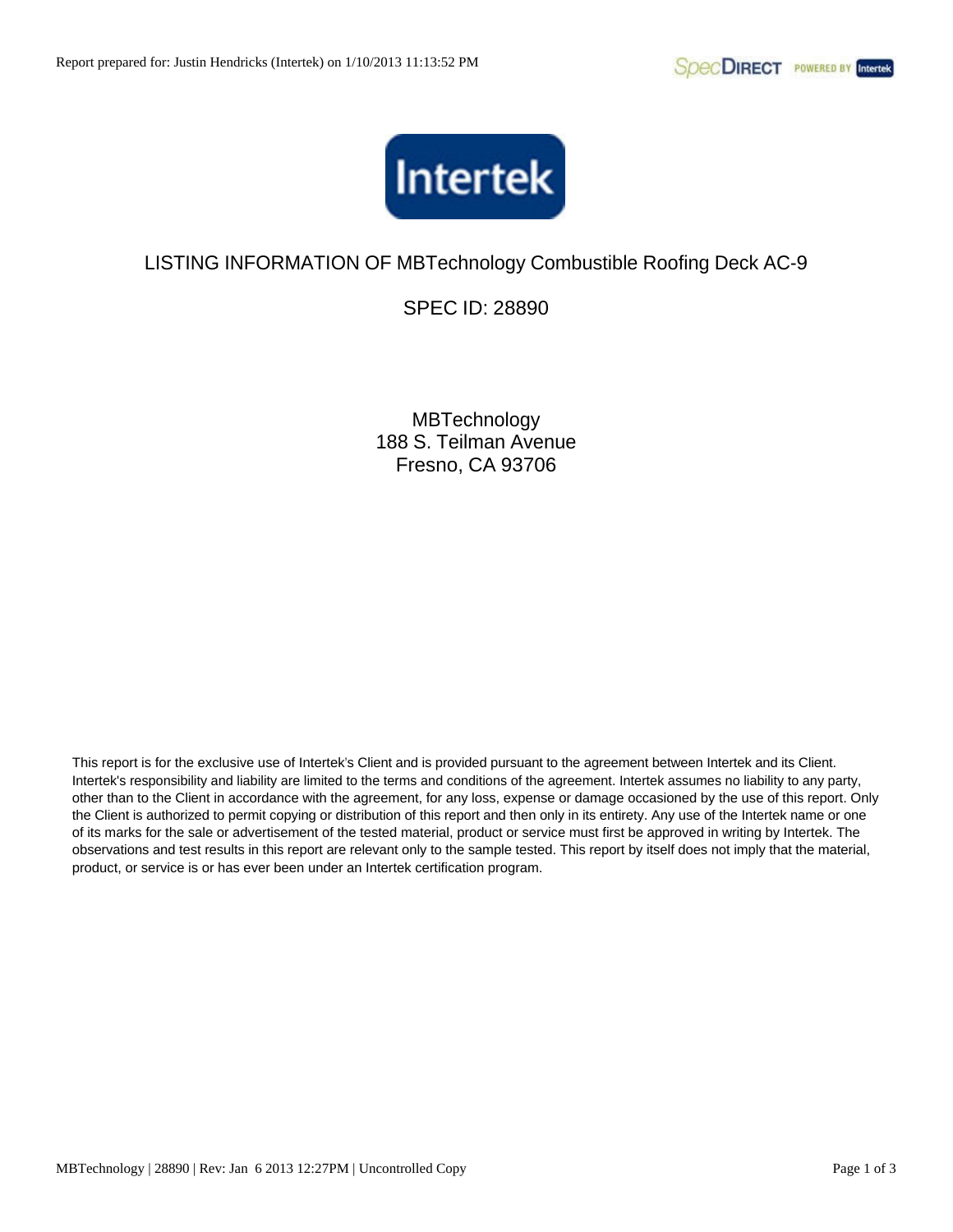# LISTING INFORMATION OF MBTechnology Combustible Roofing Deck AC-9

## SPEC ID: 28890

MBTechnology
188 S. Teilman Avenue
Fresno, CA 93706

This report is for the exclusive use of Intertek's Client and is provided pursuant to the agreement between Intertek and its Client. Intertek's responsibility and liability are limited to the terms and conditions of the agreement. Intertek assumes no liability to any party, other than to the Client in accordance with the agreement, for any loss, expense or damage occasioned by the use of this report. Only the Client is authorized to permit copying or distribution of this report and then only in its entirety. Any use of the Intertek name or one of its marks for the sale or advertisement of the tested material, product or service must first be approved in writing by Intertek. The observations and test results in this report are relevant only to the sample tested. This report by itself does not imply that the material, product, or service is or has ever been under an Intertek certification program.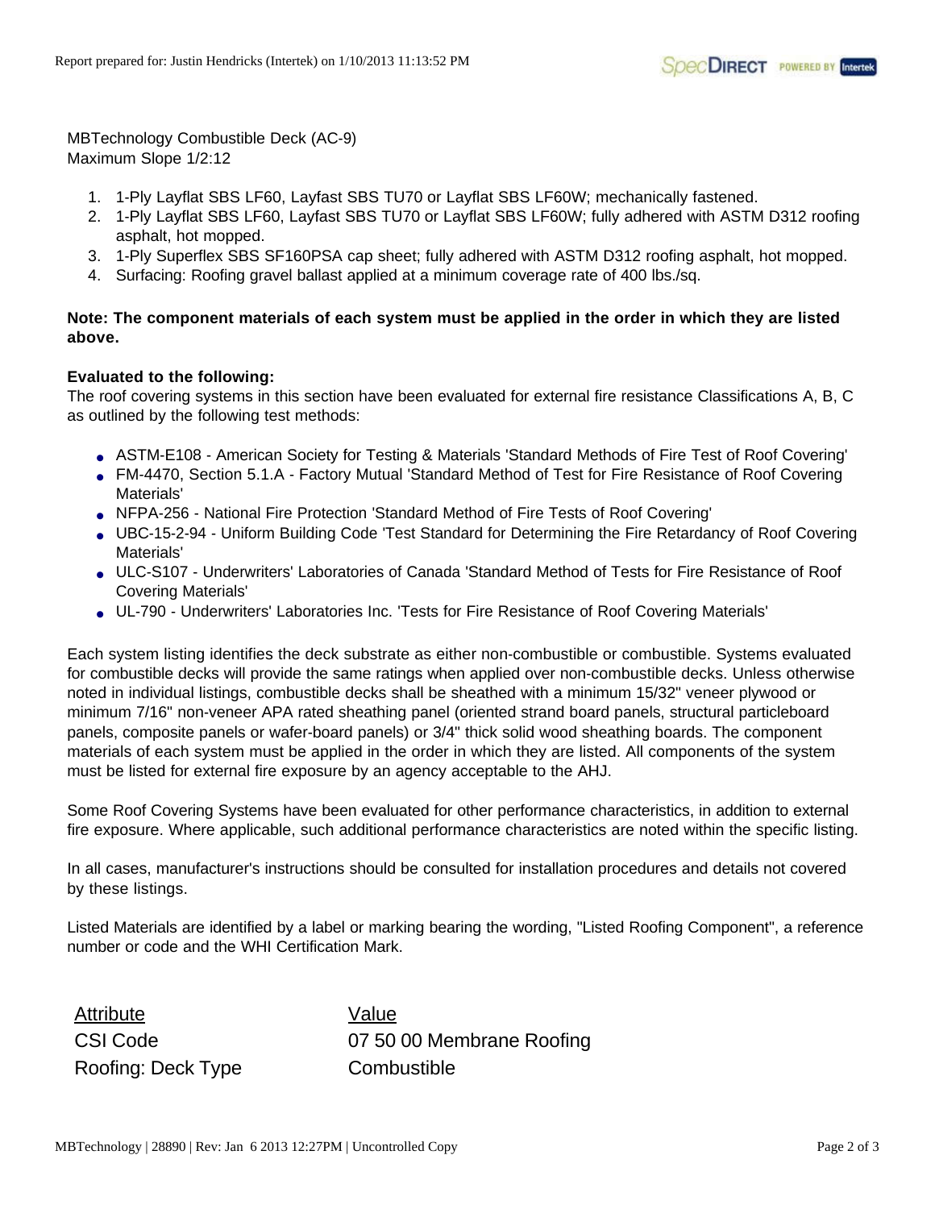MBTechnology Combustible Deck (AC-9)
Maximum Slope 1/2:12

1. 1-Ply Layflat SBS LF60, Layfast SBS TU70 or Layflat SBS LF60W; mechanically fastened.
2. 1-Ply Layflat SBS LF60, Layfast SBS TU70 or Layflat SBS LF60W; fully adhered with ASTM D312 roofing asphalt, hot mopped.
3. 1-Ply Superflex SBS SF160PSA cap sheet; fully adhered with ASTM D312 roofing asphalt, hot mopped.
4. Surfacing: Roofing gravel ballast applied at a minimum coverage rate of 400 lbs./sq.

**Note: The component materials of each system must be applied in the order in which they are listed above.**

**Evaluated to the following:**
The roof covering systems in this section have been evaluated for external fire resistance Classifications A, B, C as outlined by the following test methods:

- ASTM-E108 - American Society for Testing & Materials 'Standard Methods of Fire Test of Roof Covering'
- FM-4470, Section 5.1.A - Factory Mutual 'Standard Method of Test for Fire Resistance of Roof Covering Materials'
- NFPA-256 - National Fire Protection 'Standard Method of Fire Tests of Roof Covering'
- UBC-15-2-94 - Uniform Building Code 'Test Standard for Determining the Fire Retardancy of Roof Covering Materials'
- ULC-S107 - Underwriters' Laboratories of Canada 'Standard Method of Tests for Fire Resistance of Roof Covering Materials'
- UL-790 - Underwriters' Laboratories Inc. 'Tests for Fire Resistance of Roof Covering Materials'

Each system listing identifies the deck substrate as either non-combustible or combustible. Systems evaluated for combustible decks will provide the same ratings when applied over non-combustible decks. Unless otherwise noted in individual listings, combustible decks shall be sheathed with a minimum 15/32" veneer plywood or minimum 7/16" non-veneer APA rated sheathing panel (oriented strand board panels, structural particleboard panels, composite panels or wafer-board panels) or 3/4" thick solid wood sheathing boards. The component materials of each system must be applied in the order in which they are listed. All components of the system must be listed for external fire exposure by an agency acceptable to the AHJ.

Some Roof Covering Systems have been evaluated for other performance characteristics, in addition to external fire exposure. Where applicable, such additional performance characteristics are noted within the specific listing.

In all cases, manufacturer's instructions should be consulted for installation procedures and details not covered by these listings.

Listed Materials are identified by a label or marking bearing the wording, "Listed Roofing Component", a reference number or code and the WHI Certification Mark.

| Attribute | Value |
|---|---|
| CSI Code | 07 50 00 Membrane Roofing |
| Roofing: Deck Type | Combustible |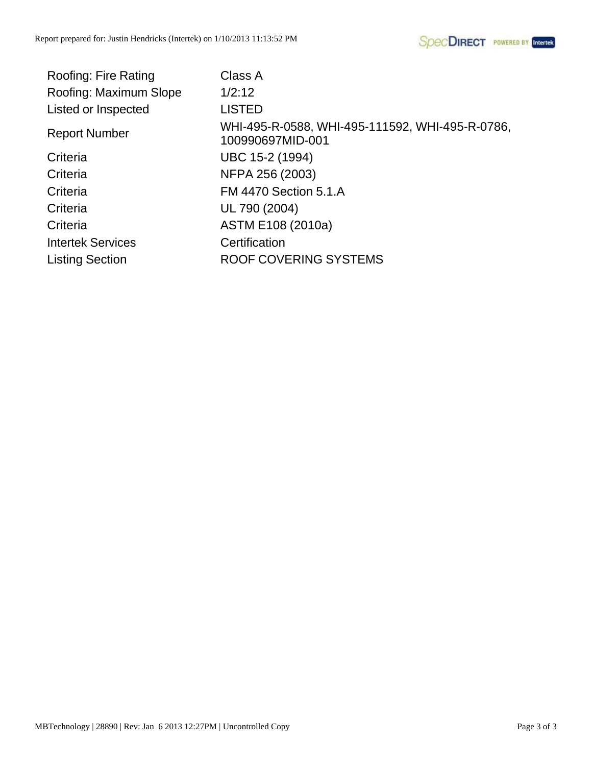| | |
|---|---|
| Roofing: Fire Rating | Class A |
| Roofing: Maximum Slope | 1/2:12 |
| Listed or Inspected | LISTED |
| Report Number | WHI-495-R-0588, WHI-495-111592, WHI-495-R-0786, 100990697MID-001 |
| Criteria | UBC 15-2 (1994) |
| Criteria | NFPA 256 (2003) |
| Criteria | FM 4470 Section 5.1.A |
| Criteria | UL 790 (2004) |
| Criteria | ASTM E108 (2010a) |
| Intertek Services | Certification |
| Listing Section | ROOF COVERING SYSTEMS |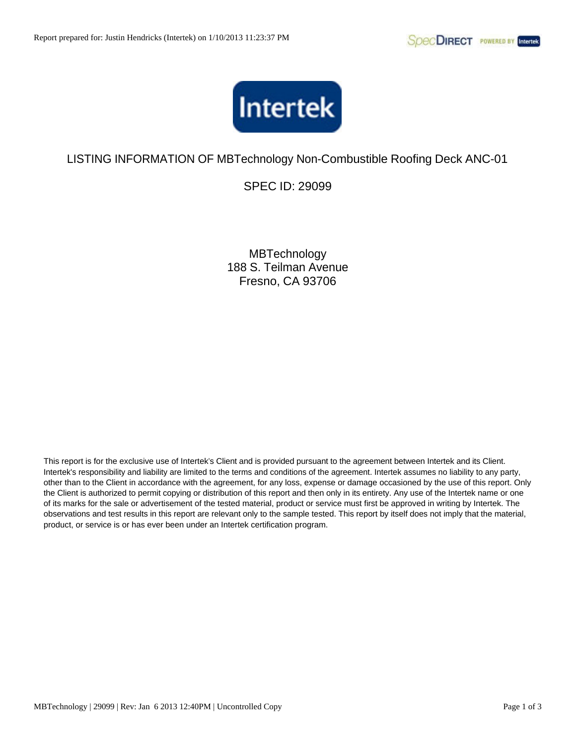# LISTING INFORMATION OF MBTechnology Non-Combustible Roofing Deck ANC-01

## SPEC ID: 29099

MBTechnology
188 S. Teilman Avenue
Fresno, CA 93706

This report is for the exclusive use of Intertek's Client and is provided pursuant to the agreement between Intertek and its Client. Intertek's responsibility and liability are limited to the terms and conditions of the agreement. Intertek assumes no liability to any party, other than to the Client in accordance with the agreement, for any loss, expense or damage occasioned by the use of this report. Only the Client is authorized to permit copying or distribution of this report and then only in its entirety. Any use of the Intertek name or one of its marks for the sale or advertisement of the tested material, product or service must first be approved in writing by Intertek. The observations and test results in this report are relevant only to the sample tested. This report by itself does not imply that the material, product, or service is or has ever been under an Intertek certification program.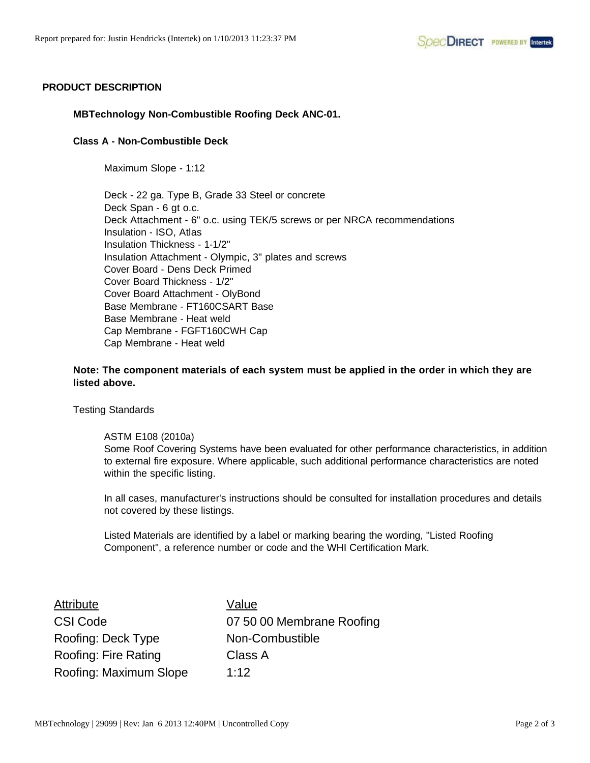## PRODUCT DESCRIPTION

### MBTechnology Non-Combustible Roofing Deck ANC-01.

### Class A - Non-Combustible Deck

Maximum Slope - 1:12

Deck - 22 ga. Type B, Grade 33 Steel or concrete
Deck Span - 6 gt o.c.
Deck Attachment - 6" o.c. using TEK/5 screws or per NRCA recommendations
Insulation - ISO, Atlas
Insulation Thickness - 1-1/2"
Insulation Attachment - Olympic, 3" plates and screws
Cover Board - Dens Deck Primed
Cover Board Thickness - 1/2"
Cover Board Attachment - OlyBond
Base Membrane - FT160CSART Base
Base Membrane - Heat weld
Cap Membrane - FGFT160CWH Cap
Cap Membrane - Heat weld

**Note: The component materials of each system must be applied in the order in which they are listed above.**

Testing Standards

ASTM E108 (2010a)
Some Roof Covering Systems have been evaluated for other performance characteristics, in addition to external fire exposure. Where applicable, such additional performance characteristics are noted within the specific listing.

In all cases, manufacturer's instructions should be consulted for installation procedures and details not covered by these listings.

Listed Materials are identified by a label or marking bearing the wording, "Listed Roofing Component", a reference number or code and the WHI Certification Mark.

| Attribute | Value |
|---|---|
| CSI Code | 07 50 00 Membrane Roofing |
| Roofing: Deck Type | Non-Combustible |
| Roofing: Fire Rating | Class A |
| Roofing: Maximum Slope | 1:12 |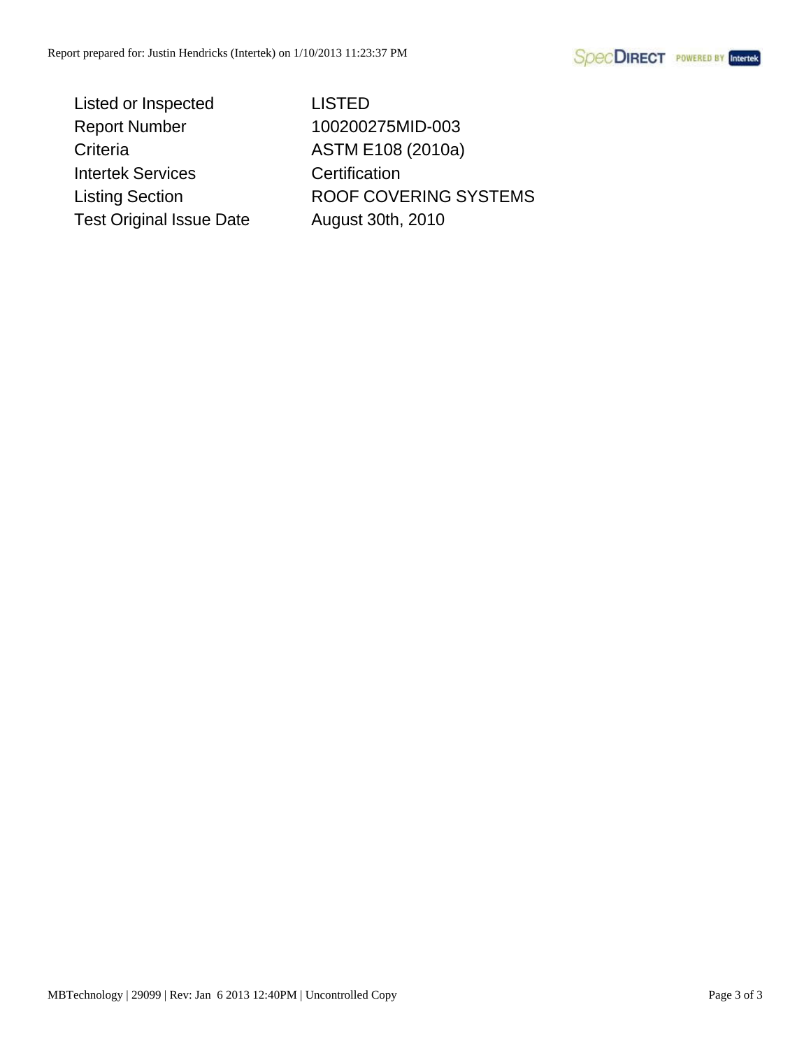| | |
|---|---|
| Listed or Inspected | LISTED |
| Report Number | 100200275MID-003 |
| Criteria | ASTM E108 (2010a) |
| Intertek Services | Certification |
| Listing Section | ROOF COVERING SYSTEMS |
| Test Original Issue Date | August 30th, 2010 |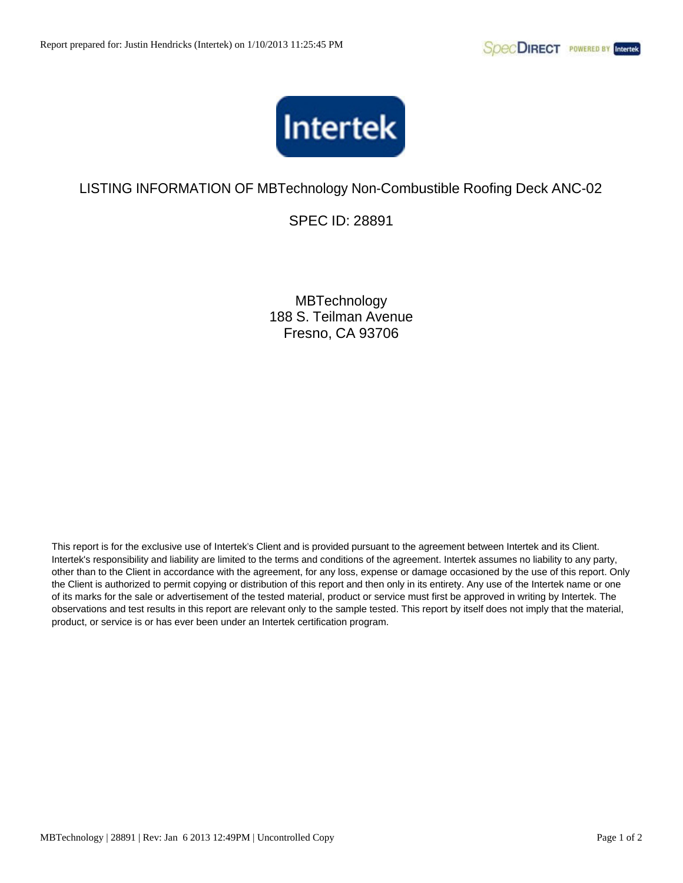# LISTING INFORMATION OF MBTechnology Non-Combustible Roofing Deck ANC-02

## SPEC ID: 28891

MBTechnology
188 S. Teilman Avenue
Fresno, CA 93706

This report is for the exclusive use of Intertek's Client and is provided pursuant to the agreement between Intertek and its Client. Intertek's responsibility and liability are limited to the terms and conditions of the agreement. Intertek assumes no liability to any party, other than to the Client in accordance with the agreement, for any loss, expense or damage occasioned by the use of this report. Only the Client is authorized to permit copying or distribution of this report and then only in its entirety. Any use of the Intertek name or one of its marks for the sale or advertisement of the tested material, product or service must first be approved in writing by Intertek. The observations and test results in this report are relevant only to the sample tested. This report by itself does not imply that the material, product, or service is or has ever been under an Intertek certification program.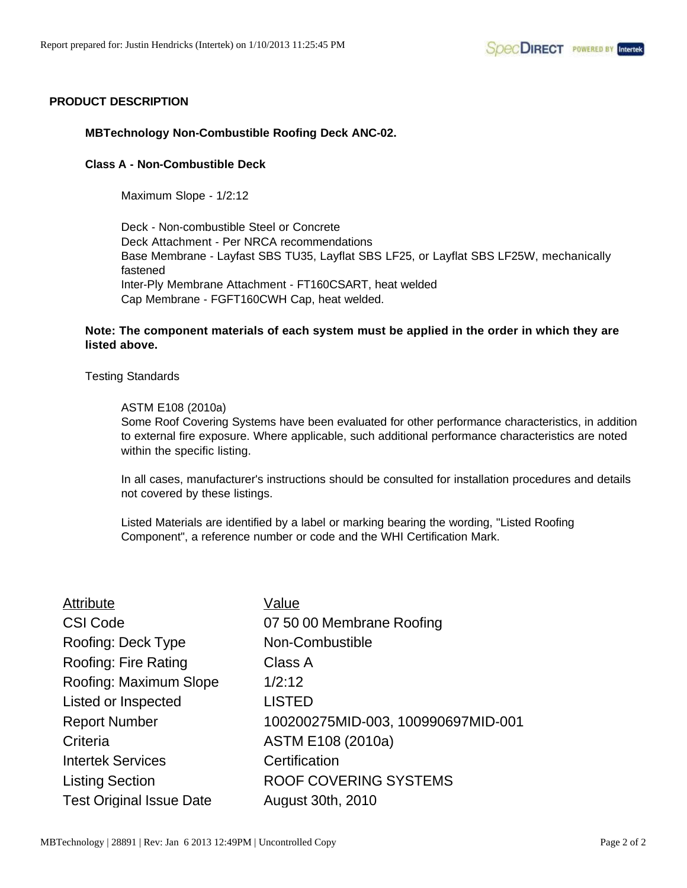## PRODUCT DESCRIPTION

**MBTechnology Non-Combustible Roofing Deck ANC-02.**

**Class A - Non-Combustible Deck**

Maximum Slope - 1/2:12

Deck - Non-combustible Steel or Concrete
Deck Attachment - Per NRCA recommendations
Base Membrane - Layfast SBS TU35, Layflat SBS LF25, or Layflat SBS LF25W, mechanically fastened
Inter-Ply Membrane Attachment - FT160CSART, heat welded
Cap Membrane - FGFT160CWH Cap, heat welded.

**Note: The component materials of each system must be applied in the order in which they are listed above.**

Testing Standards

ASTM E108 (2010a)
Some Roof Covering Systems have been evaluated for other performance characteristics, in addition to external fire exposure. Where applicable, such additional performance characteristics are noted within the specific listing.

In all cases, manufacturer's instructions should be consulted for installation procedures and details not covered by these listings.

Listed Materials are identified by a label or marking bearing the wording, "Listed Roofing Component", a reference number or code and the WHI Certification Mark.

| Attribute | Value |
|---|---|
| CSI Code | 07 50 00 Membrane Roofing |
| Roofing: Deck Type | Non-Combustible |
| Roofing: Fire Rating | Class A |
| Roofing: Maximum Slope | 1/2:12 |
| Listed or Inspected | LISTED |
| Report Number | 100200275MID-003, 100990697MID-001 |
| Criteria | ASTM E108 (2010a) |
| Intertek Services | Certification |
| Listing Section | ROOF COVERING SYSTEMS |
| Test Original Issue Date | August 30th, 2010 |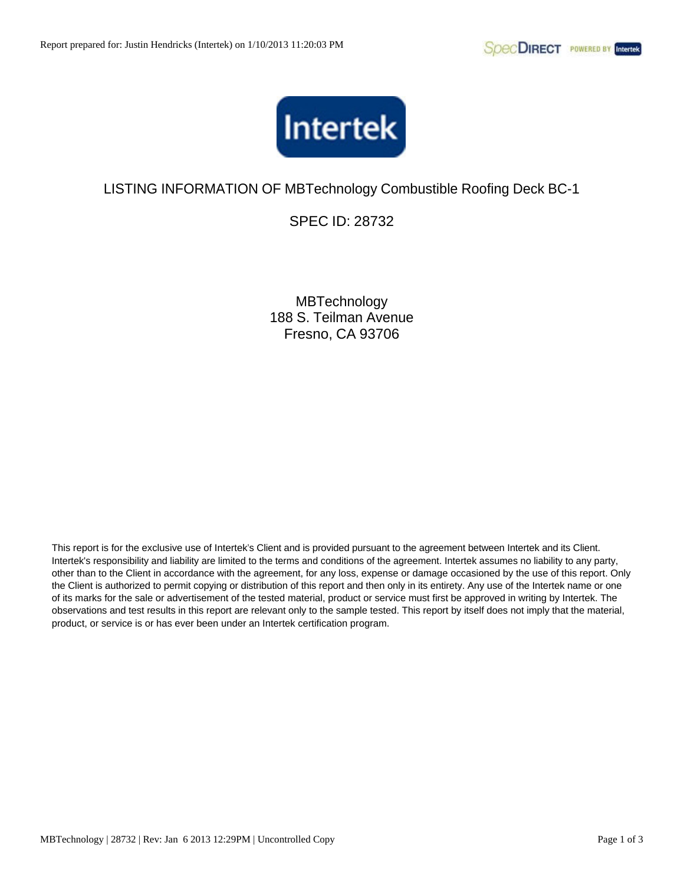# LISTING INFORMATION OF MBTechnology Combustible Roofing Deck BC-1

## SPEC ID: 28732

MBTechnology
188 S. Teilman Avenue
Fresno, CA 93706

This report is for the exclusive use of Intertek's Client and is provided pursuant to the agreement between Intertek and its Client. Intertek's responsibility and liability are limited to the terms and conditions of the agreement. Intertek assumes no liability to any party, other than to the Client in accordance with the agreement, for any loss, expense or damage occasioned by the use of this report. Only the Client is authorized to permit copying or distribution of this report and then only in its entirety. Any use of the Intertek name or one of its marks for the sale or advertisement of the tested material, product or service must first be approved in writing by Intertek. The observations and test results in this report are relevant only to the sample tested. This report by itself does not imply that the material, product, or service is or has ever been under an Intertek certification program.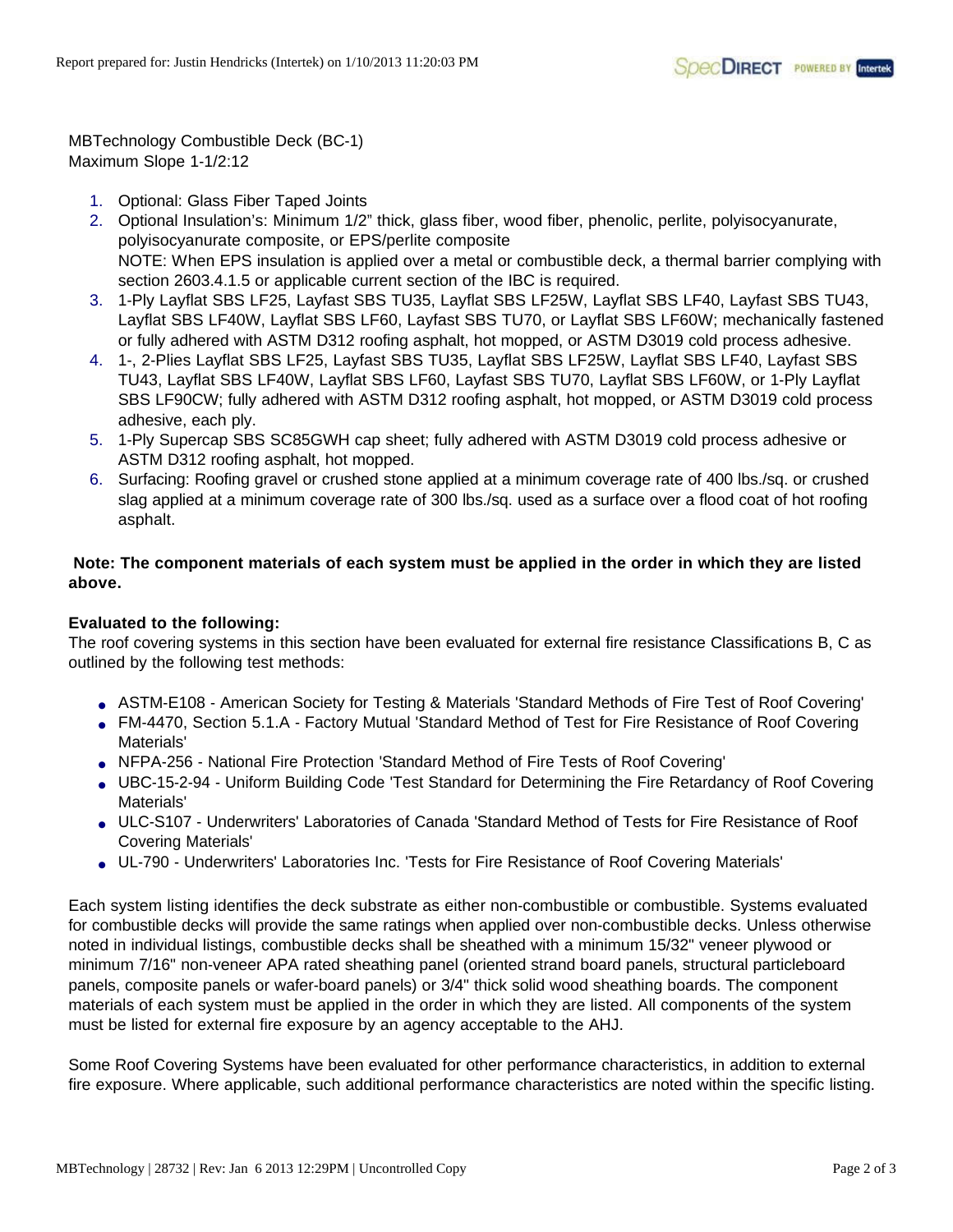MBTechnology Combustible Deck (BC-1)
Maximum Slope 1-1/2:12

1. Optional: Glass Fiber Taped Joints
2. Optional Insulation's: Minimum 1/2" thick, glass fiber, wood fiber, phenolic, perlite, polyisocyanurate, polyisocyanurate composite, or EPS/perlite composite
   NOTE: When EPS insulation is applied over a metal or combustible deck, a thermal barrier complying with section 2603.4.1.5 or applicable current section of the IBC is required.
3. 1-Ply Layflat SBS LF25, Layfast SBS TU35, Layflat SBS LF25W, Layflat SBS LF40, Layfast SBS TU43, Layflat SBS LF40W, Layflat SBS LF60, Layfast SBS TU70, or Layflat SBS LF60W; mechanically fastened or fully adhered with ASTM D312 roofing asphalt, hot mopped, or ASTM D3019 cold process adhesive.
4. 1-, 2-Plies Layflat SBS LF25, Layfast SBS TU35, Layflat SBS LF25W, Layflat SBS LF40, Layfast SBS TU43, Layflat SBS LF40W, Layflat SBS LF60, Layfast SBS TU70, Layflat SBS LF60W, or 1-Ply Layflat SBS LF90CW; fully adhered with ASTM D312 roofing asphalt, hot mopped, or ASTM D3019 cold process adhesive, each ply.
5. 1-Ply Supercap SBS SC85GWH cap sheet; fully adhered with ASTM D3019 cold process adhesive or ASTM D312 roofing asphalt, hot mopped.
6. Surfacing: Roofing gravel or crushed stone applied at a minimum coverage rate of 400 lbs./sq. or crushed slag applied at a minimum coverage rate of 300 lbs./sq. used as a surface over a flood coat of hot roofing asphalt.

**Note: The component materials of each system must be applied in the order in which they are listed above.**

**Evaluated to the following:**

The roof covering systems in this section have been evaluated for external fire resistance Classifications B, C as outlined by the following test methods:

- ASTM-E108 - American Society for Testing & Materials 'Standard Methods of Fire Test of Roof Covering'
- FM-4470, Section 5.1.A - Factory Mutual 'Standard Method of Test for Fire Resistance of Roof Covering Materials'
- NFPA-256 - National Fire Protection 'Standard Method of Fire Tests of Roof Covering'
- UBC-15-2-94 - Uniform Building Code 'Test Standard for Determining the Fire Retardancy of Roof Covering Materials'
- ULC-S107 - Underwriters' Laboratories of Canada 'Standard Method of Tests for Fire Resistance of Roof Covering Materials'
- UL-790 - Underwriters' Laboratories Inc. 'Tests for Fire Resistance of Roof Covering Materials'

Each system listing identifies the deck substrate as either non-combustible or combustible. Systems evaluated for combustible decks will provide the same ratings when applied over non-combustible decks. Unless otherwise noted in individual listings, combustible decks shall be sheathed with a minimum 15/32" veneer plywood or minimum 7/16" non-veneer APA rated sheathing panel (oriented strand board panels, structural particleboard panels, composite panels or wafer-board panels) or 3/4" thick solid wood sheathing boards. The component materials of each system must be applied in the order in which they are listed. All components of the system must be listed for external fire exposure by an agency acceptable to the AHJ.

Some Roof Covering Systems have been evaluated for other performance characteristics, in addition to external fire exposure. Where applicable, such additional performance characteristics are noted within the specific listing.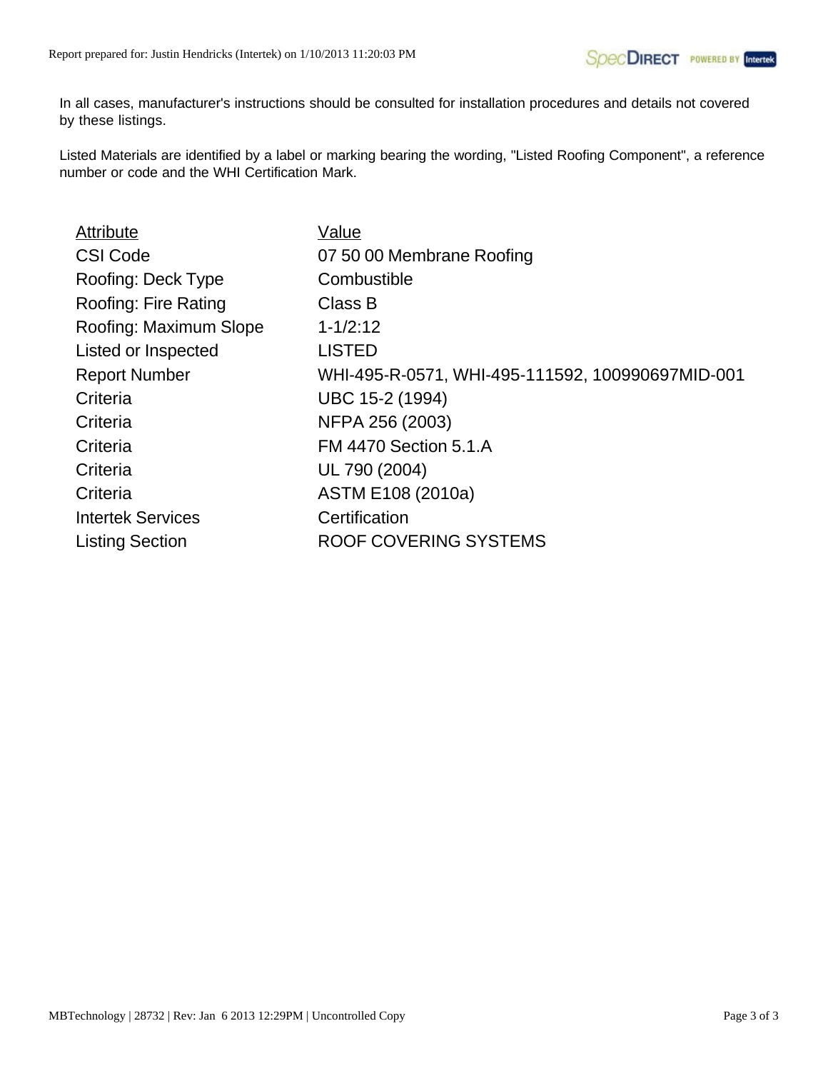In all cases, manufacturer's instructions should be consulted for installation procedures and details not covered by these listings.

Listed Materials are identified by a label or marking bearing the wording, "Listed Roofing Component", a reference number or code and the WHI Certification Mark.

| Attribute | Value |
| --- | --- |
| CSI Code | 07 50 00 Membrane Roofing |
| Roofing: Deck Type | Combustible |
| Roofing: Fire Rating | Class B |
| Roofing: Maximum Slope | 1-1/2:12 |
| Listed or Inspected | LISTED |
| Report Number | WHI-495-R-0571, WHI-495-111592, 100990697MID-001 |
| Criteria | UBC 15-2 (1994) |
| Criteria | NFPA 256 (2003) |
| Criteria | FM 4470 Section 5.1.A |
| Criteria | UL 790 (2004) |
| Criteria | ASTM E108 (2010a) |
| Intertek Services | Certification |
| Listing Section | ROOF COVERING SYSTEMS |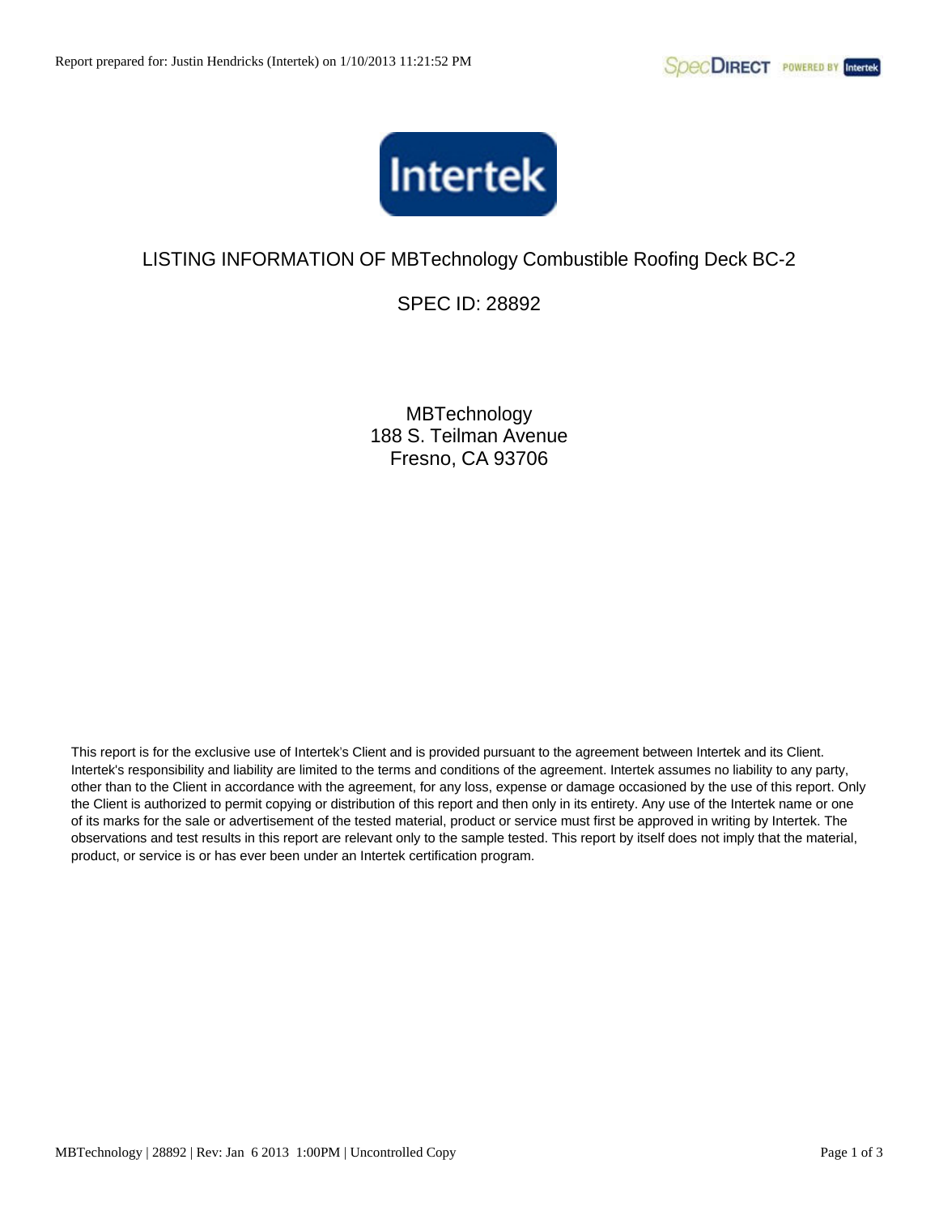# LISTING INFORMATION OF MBTechnology Combustible Roofing Deck BC-2

## SPEC ID: 28892

MBTechnology
188 S. Teilman Avenue
Fresno, CA 93706

This report is for the exclusive use of Intertek's Client and is provided pursuant to the agreement between Intertek and its Client. Intertek's responsibility and liability are limited to the terms and conditions of the agreement. Intertek assumes no liability to any party, other than to the Client in accordance with the agreement, for any loss, expense or damage occasioned by the use of this report. Only the Client is authorized to permit copying or distribution of this report and then only in its entirety. Any use of the Intertek name or one of its marks for the sale or advertisement of the tested material, product or service must first be approved in writing by Intertek. The observations and test results in this report are relevant only to the sample tested. This report by itself does not imply that the material, product, or service is or has ever been under an Intertek certification program.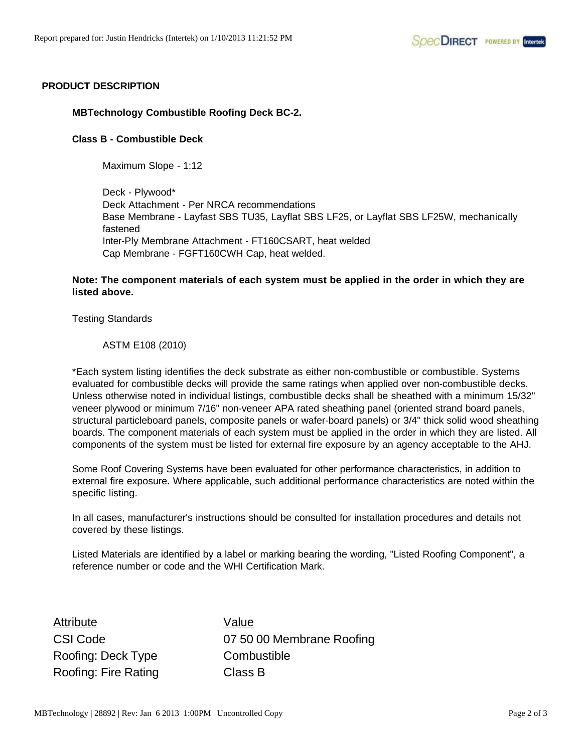## PRODUCT DESCRIPTION

**MBTechnology Combustible Roofing Deck BC-2.**

**Class B - Combustible Deck**

Maximum Slope - 1:12

Deck - Plywood*
Deck Attachment - Per NRCA recommendations
Base Membrane - Layfast SBS TU35, Layflat SBS LF25, or Layflat SBS LF25W, mechanically fastened
Inter-Ply Membrane Attachment - FT160CSART, heat welded
Cap Membrane - FGFT160CWH Cap, heat welded.

**Note: The component materials of each system must be applied in the order in which they are listed above.**

Testing Standards

ASTM E108 (2010)

*Each system listing identifies the deck substrate as either non-combustible or combustible. Systems evaluated for combustible decks will provide the same ratings when applied over non-combustible decks. Unless otherwise noted in individual listings, combustible decks shall be sheathed with a minimum 15/32" veneer plywood or minimum 7/16" non-veneer APA rated sheathing panel (oriented strand board panels, structural particleboard panels, composite panels or wafer-board panels) or 3/4" thick solid wood sheathing boards. The component materials of each system must be applied in the order in which they are listed. All components of the system must be listed for external fire exposure by an agency acceptable to the AHJ.

Some Roof Covering Systems have been evaluated for other performance characteristics, in addition to external fire exposure. Where applicable, such additional performance characteristics are noted within the specific listing.

In all cases, manufacturer's instructions should be consulted for installation procedures and details not covered by these listings.

Listed Materials are identified by a label or marking bearing the wording, "Listed Roofing Component", a reference number or code and the WHI Certification Mark.

| Attribute | Value |
|---|---|
| CSI Code | 07 50 00 Membrane Roofing |
| Roofing: Deck Type | Combustible |
| Roofing: Fire Rating | Class B |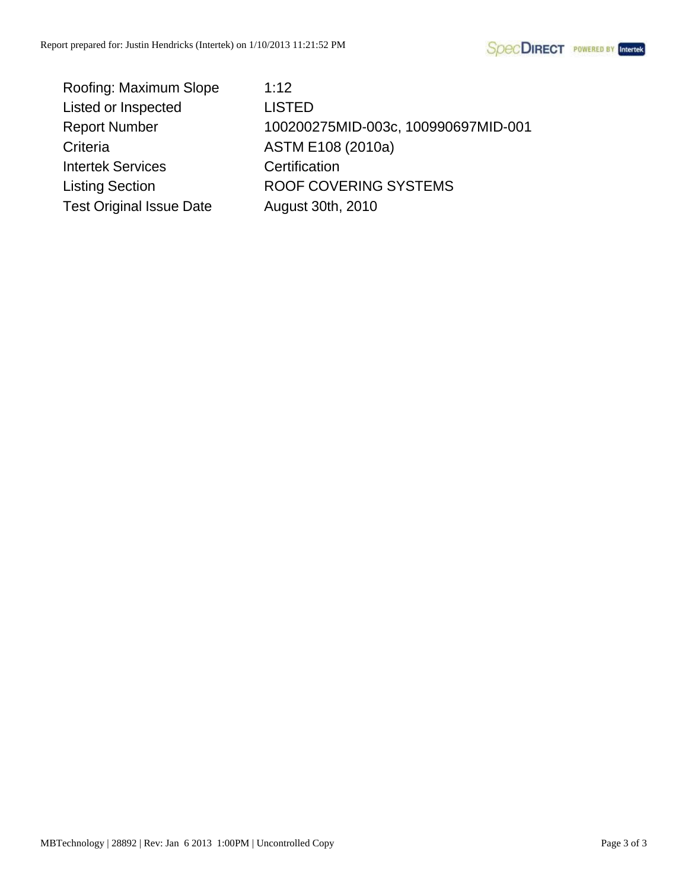| | |
|---|---|
| Roofing: Maximum Slope | 1:12 |
| Listed or Inspected | LISTED |
| Report Number | 100200275MID-003c, 100990697MID-001 |
| Criteria | ASTM E108 (2010a) |
| Intertek Services | Certification |
| Listing Section | ROOF COVERING SYSTEMS |
| Test Original Issue Date | August 30th, 2010 |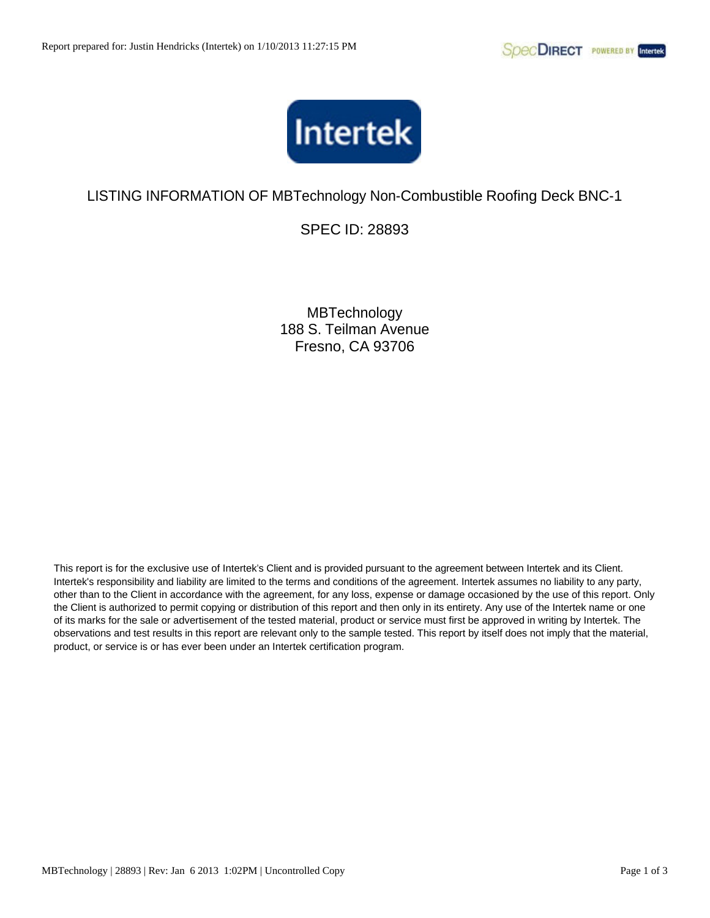# LISTING INFORMATION OF MBTechnology Non-Combustible Roofing Deck BNC-1

## SPEC ID: 28893

MBTechnology
188 S. Teilman Avenue
Fresno, CA 93706

This report is for the exclusive use of Intertek's Client and is provided pursuant to the agreement between Intertek and its Client. Intertek's responsibility and liability are limited to the terms and conditions of the agreement. Intertek assumes no liability to any party, other than to the Client in accordance with the agreement, for any loss, expense or damage occasioned by the use of this report. Only the Client is authorized to permit copying or distribution of this report and then only in its entirety. Any use of the Intertek name or one of its marks for the sale or advertisement of the tested material, product or service must first be approved in writing by Intertek. The observations and test results in this report are relevant only to the sample tested. This report by itself does not imply that the material, product, or service is or has ever been under an Intertek certification program.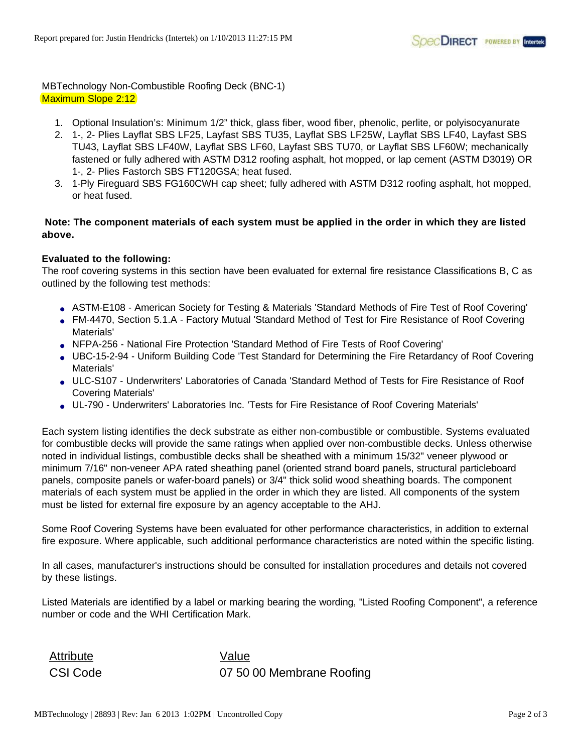MBTechnology Non-Combustible Roofing Deck (BNC-1)
Maximum Slope 2:12

1. Optional Insulation's: Minimum 1/2" thick, glass fiber, wood fiber, phenolic, perlite, or polyisocyanurate
2. 1-, 2- Plies Layflat SBS LF25, Layfast SBS TU35, Layflat SBS LF25W, Layflat SBS LF40, Layfast SBS TU43, Layflat SBS LF40W, Layflat SBS LF60, Layfast SBS TU70, or Layflat SBS LF60W; mechanically fastened or fully adhered with ASTM D312 roofing asphalt, hot mopped, or lap cement (ASTM D3019) OR 1-, 2- Plies Fastorch SBS FT120GSA; heat fused.
3. 1-Ply Fireguard SBS FG160CWH cap sheet; fully adhered with ASTM D312 roofing asphalt, hot mopped, or heat fused.

**Note: The component materials of each system must be applied in the order in which they are listed above.**

**Evaluated to the following:**
The roof covering systems in this section have been evaluated for external fire resistance Classifications B, C as outlined by the following test methods:

- ASTM-E108 - American Society for Testing & Materials 'Standard Methods of Fire Test of Roof Covering'
- FM-4470, Section 5.1.A - Factory Mutual 'Standard Method of Test for Fire Resistance of Roof Covering Materials'
- NFPA-256 - National Fire Protection 'Standard Method of Fire Tests of Roof Covering'
- UBC-15-2-94 - Uniform Building Code 'Test Standard for Determining the Fire Retardancy of Roof Covering Materials'
- ULC-S107 - Underwriters' Laboratories of Canada 'Standard Method of Tests for Fire Resistance of Roof Covering Materials'
- UL-790 - Underwriters' Laboratories Inc. 'Tests for Fire Resistance of Roof Covering Materials'

Each system listing identifies the deck substrate as either non-combustible or combustible. Systems evaluated for combustible decks will provide the same ratings when applied over non-combustible decks. Unless otherwise noted in individual listings, combustible decks shall be sheathed with a minimum 15/32" veneer plywood or minimum 7/16" non-veneer APA rated sheathing panel (oriented strand board panels, structural particleboard panels, composite panels or wafer-board panels) or 3/4" thick solid wood sheathing boards. The component materials of each system must be applied in the order in which they are listed. All components of the system must be listed for external fire exposure by an agency acceptable to the AHJ.

Some Roof Covering Systems have been evaluated for other performance characteristics, in addition to external fire exposure. Where applicable, such additional performance characteristics are noted within the specific listing.

In all cases, manufacturer's instructions should be consulted for installation procedures and details not covered by these listings.

Listed Materials are identified by a label or marking bearing the wording, "Listed Roofing Component", a reference number or code and the WHI Certification Mark.

| Attribute | Value |
| --- | --- |
| CSI Code | 07 50 00 Membrane Roofing |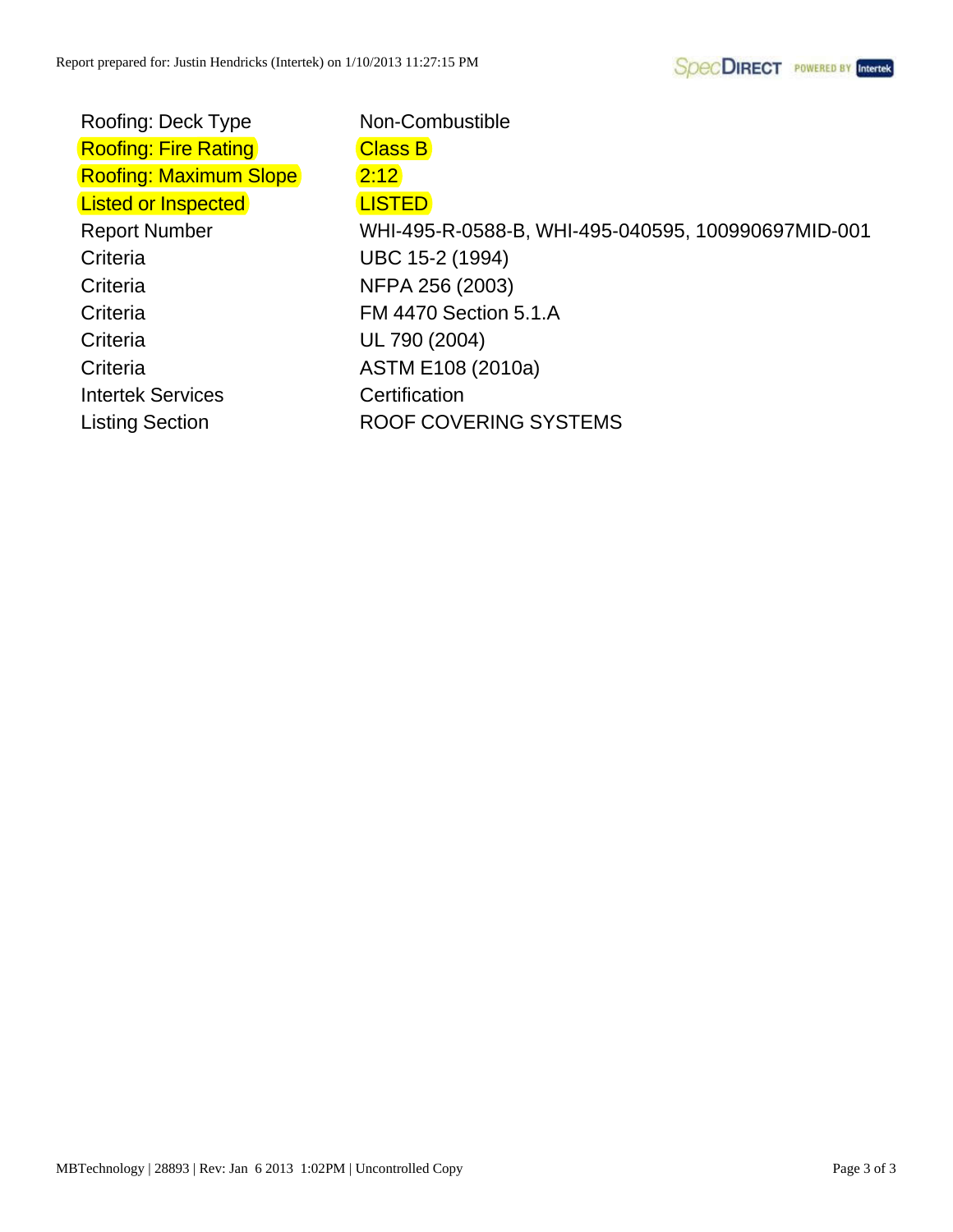| | |
|---|---|
| Roofing: Deck Type | Non-Combustible |
| Roofing: Fire Rating | Class B |
| Roofing: Maximum Slope | 2:12 |
| Listed or Inspected | LISTED |
| Report Number | WHI-495-R-0588-B, WHI-495-040595, 100990697MID-001 |
| Criteria | UBC 15-2 (1994) |
| Criteria | NFPA 256 (2003) |
| Criteria | FM 4470 Section 5.1.A |
| Criteria | UL 790 (2004) |
| Criteria | ASTM E108 (2010a) |
| Intertek Services | Certification |
| Listing Section | ROOF COVERING SYSTEMS |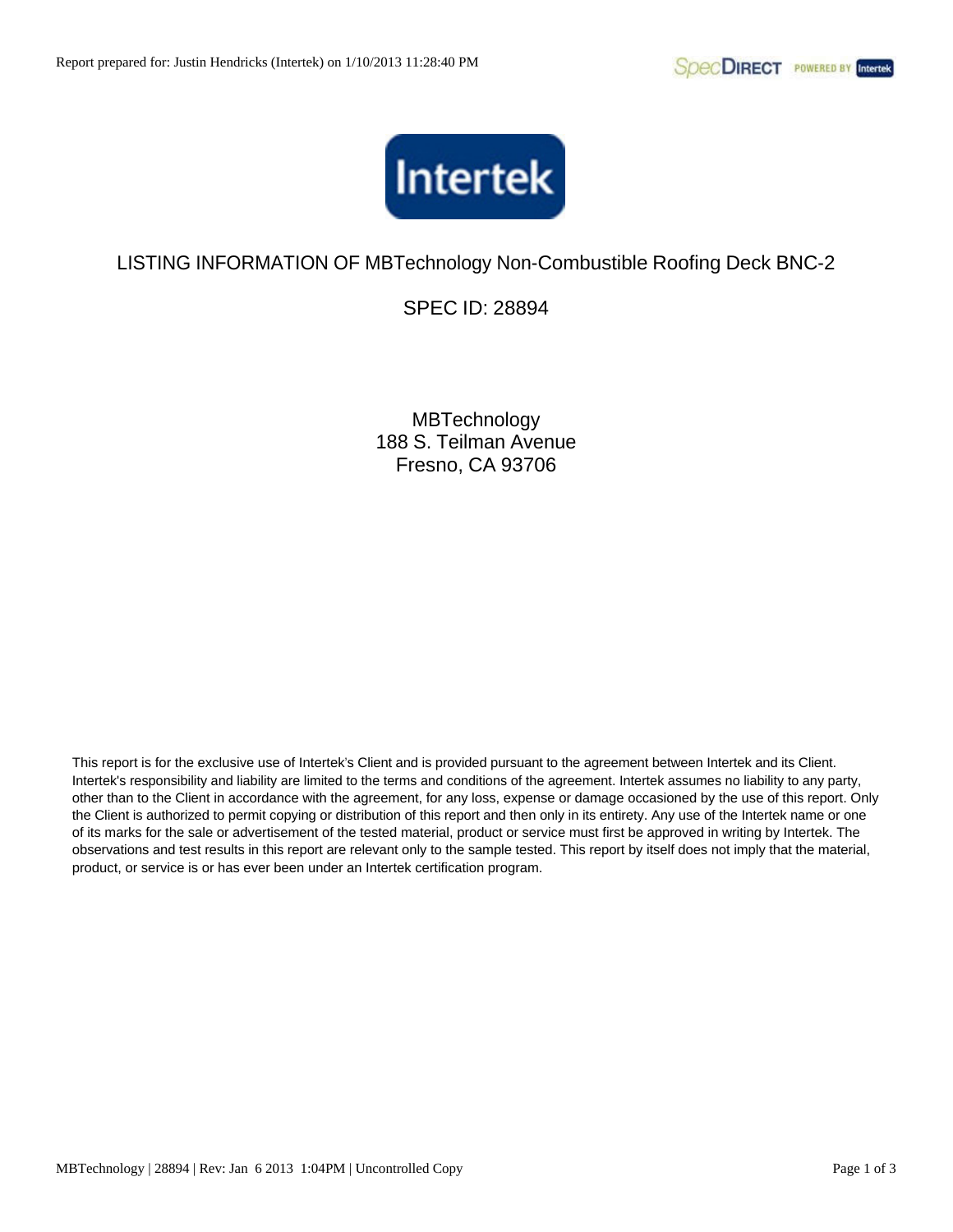Report prepared for: Justin Hendricks (Intertek) on 1/10/2013 11:28:40 PM

Intertek

# LISTING INFORMATION OF MBTechnology Non-Combustible Roofing Deck BNC-2

## SPEC ID: 28894

MBTechnology
188 S. Teilman Avenue
Fresno, CA 93706

This report is for the exclusive use of Intertek's Client and is provided pursuant to the agreement between Intertek and its Client. Intertek's responsibility and liability are limited to the terms and conditions of the agreement. Intertek assumes no liability to any party, other than to the Client in accordance with the agreement, for any loss, expense or damage occasioned by the use of this report. Only the Client is authorized to permit copying or distribution of this report and then only in its entirety. Any use of the Intertek name or one of its marks for the sale or advertisement of the tested material, product or service must first be approved in writing by Intertek. The observations and test results in this report are relevant only to the sample tested. This report by itself does not imply that the material, product, or service is or has ever been under an Intertek certification program.

MBTechnology | 28894 | Rev: Jan 6 2013 1:04PM | Uncontrolled Copy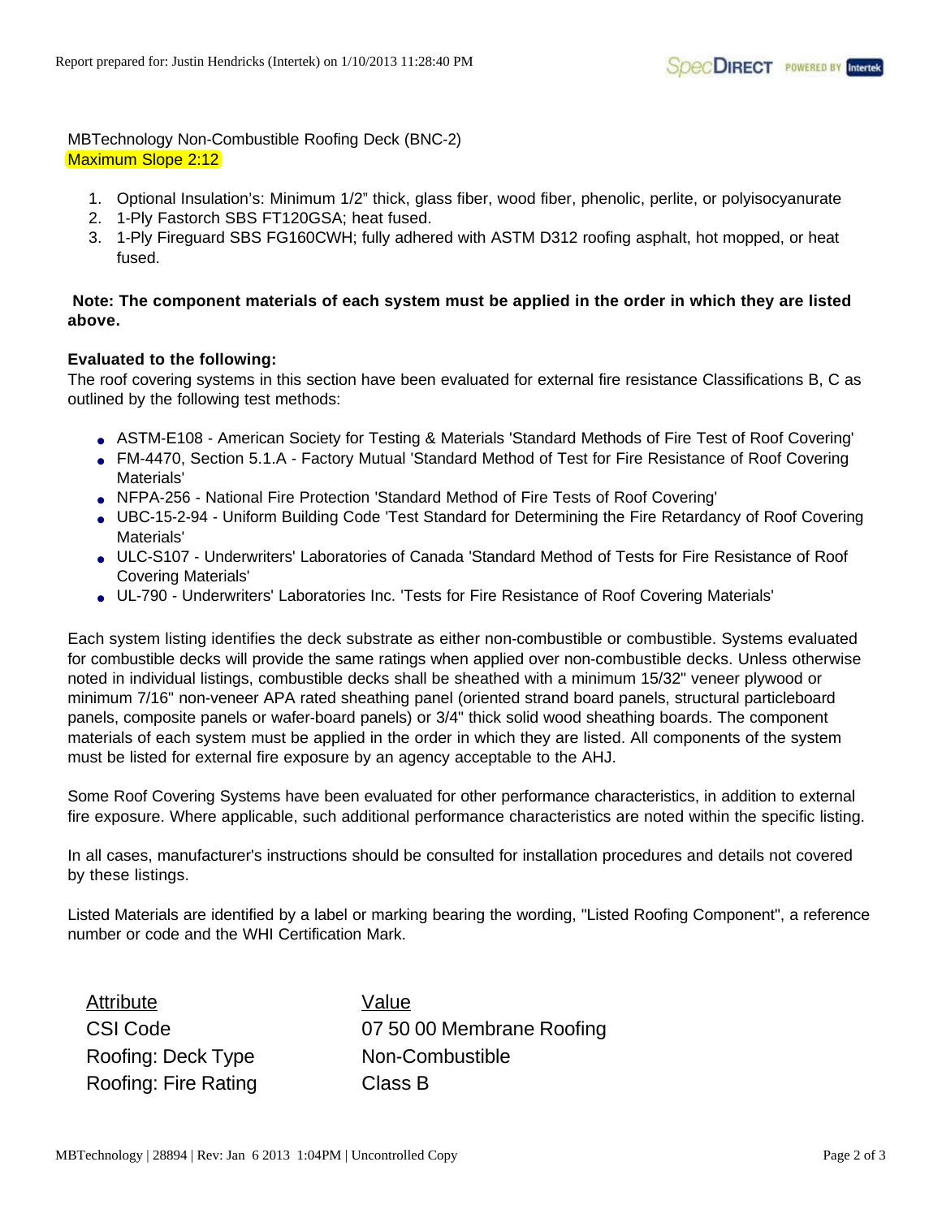MBTechnology Non-Combustible Roofing Deck (BNC-2)
Maximum Slope 2:12

1. Optional Insulation's: Minimum 1/2" thick, glass fiber, wood fiber, phenolic, perlite, or polyisocyanurate
2. 1-Ply Fastorch SBS FT120GSA; heat fused.
3. 1-Ply Fireguard SBS FG160CWH; fully adhered with ASTM D312 roofing asphalt, hot mopped, or heat fused.

**Note: The component materials of each system must be applied in the order in which they are listed above.**

**Evaluated to the following:**

The roof covering systems in this section have been evaluated for external fire resistance Classifications B, C as outlined by the following test methods:

- ASTM-E108 - American Society for Testing & Materials 'Standard Methods of Fire Test of Roof Covering'
- FM-4470, Section 5.1.A - Factory Mutual 'Standard Method of Test for Fire Resistance of Roof Covering Materials'
- NFPA-256 - National Fire Protection 'Standard Method of Fire Tests of Roof Covering'
- UBC-15-2-94 - Uniform Building Code 'Test Standard for Determining the Fire Retardancy of Roof Covering Materials'
- ULC-S107 - Underwriters' Laboratories of Canada 'Standard Method of Tests for Fire Resistance of Roof Covering Materials'
- UL-790 - Underwriters' Laboratories Inc. 'Tests for Fire Resistance of Roof Covering Materials'

Each system listing identifies the deck substrate as either non-combustible or combustible. Systems evaluated for combustible decks will provide the same ratings when applied over non-combustible decks. Unless otherwise noted in individual listings, combustible decks shall be sheathed with a minimum 15/32" veneer plywood or minimum 7/16" non-veneer APA rated sheathing panel (oriented strand board panels, structural particleboard panels, composite panels or wafer-board panels) or 3/4" thick solid wood sheathing boards. The component materials of each system must be applied in the order in which they are listed. All components of the system must be listed for external fire exposure by an agency acceptable to the AHJ.

Some Roof Covering Systems have been evaluated for other performance characteristics, in addition to external fire exposure. Where applicable, such additional performance characteristics are noted within the specific listing.

In all cases, manufacturer's instructions should be consulted for installation procedures and details not covered by these listings.

Listed Materials are identified by a label or marking bearing the wording, "Listed Roofing Component", a reference number or code and the WHI Certification Mark.

| Attribute | Value |
|---|---|
| CSI Code | 07 50 00 Membrane Roofing |
| Roofing: Deck Type | Non-Combustible |
| Roofing: Fire Rating | Class B |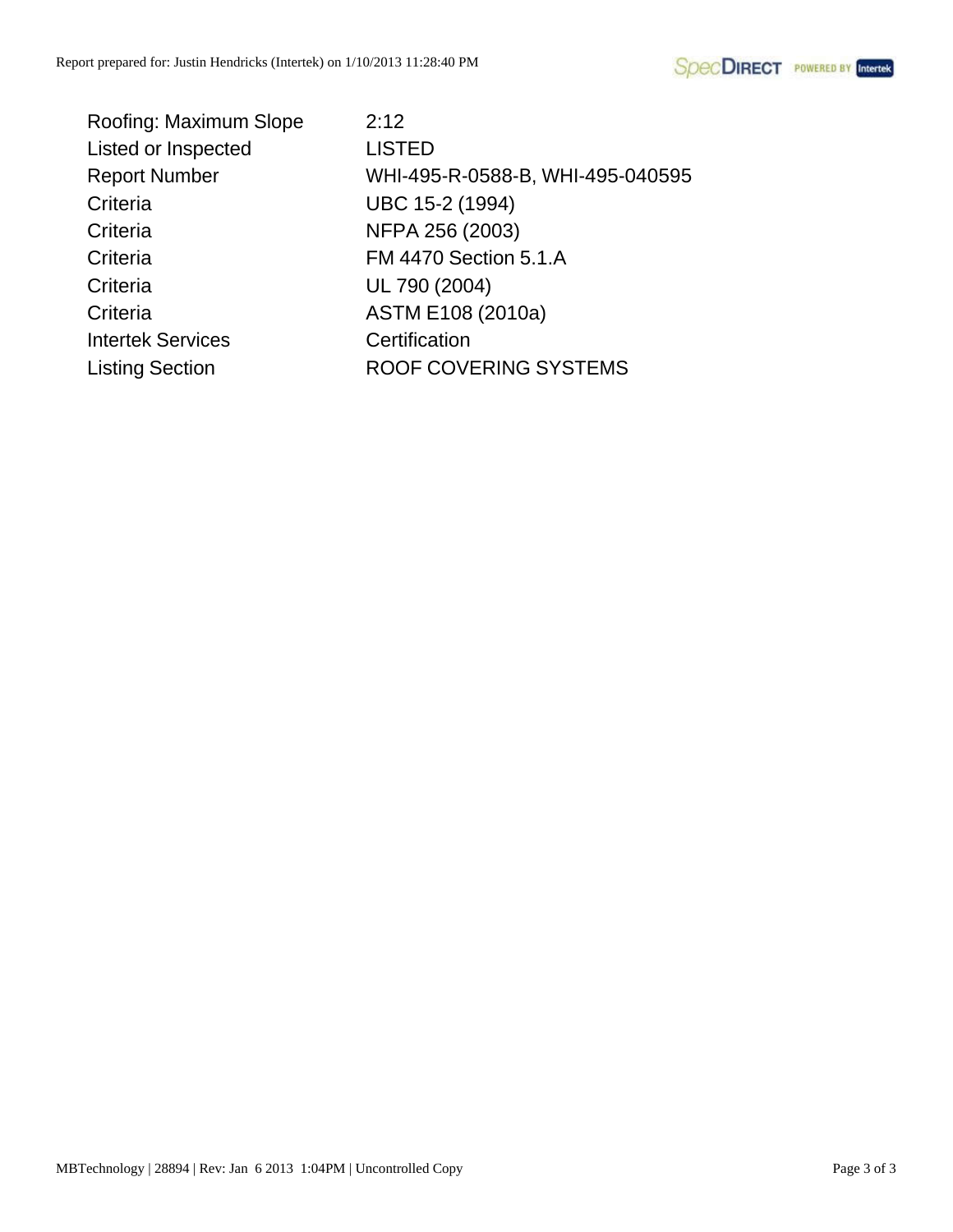| | |
|---|---|
| Roofing: Maximum Slope | 2:12 |
| Listed or Inspected | LISTED |
| Report Number | WHI-495-R-0588-B, WHI-495-040595 |
| Criteria | UBC 15-2 (1994) |
| Criteria | NFPA 256 (2003) |
| Criteria | FM 4470 Section 5.1.A |
| Criteria | UL 790 (2004) |
| Criteria | ASTM E108 (2010a) |
| Intertek Services | Certification |
| Listing Section | ROOF COVERING SYSTEMS |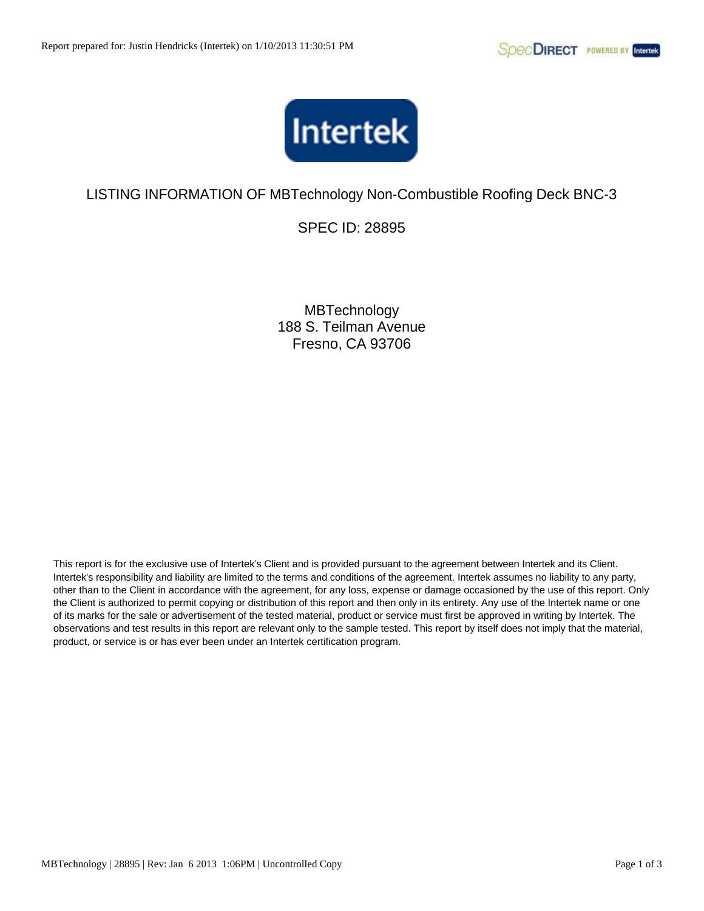Intertek

# LISTING INFORMATION OF MBTechnology Non-Combustible Roofing Deck BNC-3

## SPEC ID: 28895

MBTechnology
188 S. Teilman Avenue
Fresno, CA 93706

This report is for the exclusive use of Intertek's Client and is provided pursuant to the agreement between Intertek and its Client. Intertek's responsibility and liability are limited to the terms and conditions of the agreement. Intertek assumes no liability to any party, other than to the Client in accordance with the agreement, for any loss, expense or damage occasioned by the use of this report. Only the Client is authorized to permit copying or distribution of this report and then only in its entirety. Any use of the Intertek name or one of its marks for the sale or advertisement of the tested material, product or service must first be approved in writing by Intertek. The observations and test results in this report are relevant only to the sample tested. This report by itself does not imply that the material, product, or service is or has ever been under an Intertek certification program.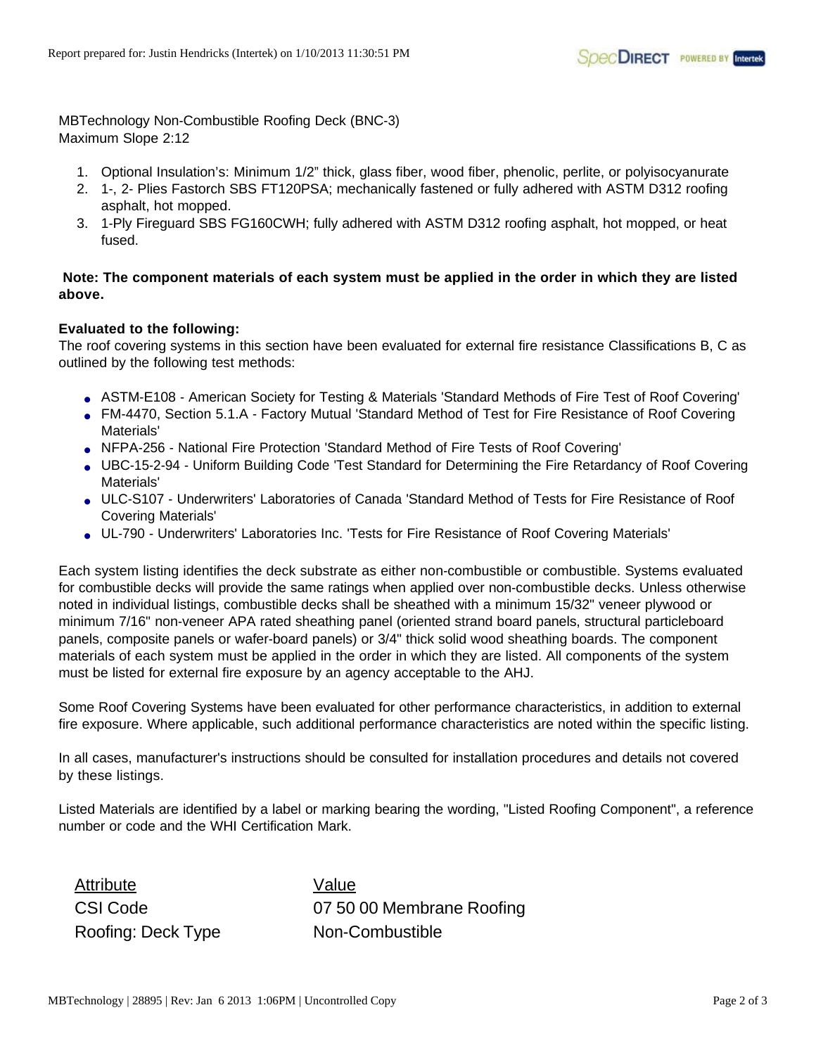MBTechnology Non-Combustible Roofing Deck (BNC-3)
Maximum Slope 2:12

1. Optional Insulation's: Minimum 1/2" thick, glass fiber, wood fiber, phenolic, perlite, or polyisocyanurate
2. 1-, 2- Plies Fastorch SBS FT120PSA; mechanically fastened or fully adhered with ASTM D312 roofing asphalt, hot mopped.
3. 1-Ply Fireguard SBS FG160CWH; fully adhered with ASTM D312 roofing asphalt, hot mopped, or heat fused.

**Note: The component materials of each system must be applied in the order in which they are listed above.**

**Evaluated to the following:**
The roof covering systems in this section have been evaluated for external fire resistance Classifications B, C as outlined by the following test methods:

- ASTM-E108 - American Society for Testing & Materials 'Standard Methods of Fire Test of Roof Covering'
- FM-4470, Section 5.1.A - Factory Mutual 'Standard Method of Test for Fire Resistance of Roof Covering Materials'
- NFPA-256 - National Fire Protection 'Standard Method of Fire Tests of Roof Covering'
- UBC-15-2-94 - Uniform Building Code 'Test Standard for Determining the Fire Retardancy of Roof Covering Materials'
- ULC-S107 - Underwriters' Laboratories of Canada 'Standard Method of Tests for Fire Resistance of Roof Covering Materials'
- UL-790 - Underwriters' Laboratories Inc. 'Tests for Fire Resistance of Roof Covering Materials'

Each system listing identifies the deck substrate as either non-combustible or combustible. Systems evaluated for combustible decks will provide the same ratings when applied over non-combustible decks. Unless otherwise noted in individual listings, combustible decks shall be sheathed with a minimum 15/32" veneer plywood or minimum 7/16" non-veneer APA rated sheathing panel (oriented strand board panels, structural particleboard panels, composite panels or wafer-board panels) or 3/4" thick solid wood sheathing boards. The component materials of each system must be applied in the order in which they are listed. All components of the system must be listed for external fire exposure by an agency acceptable to the AHJ.

Some Roof Covering Systems have been evaluated for other performance characteristics, in addition to external fire exposure. Where applicable, such additional performance characteristics are noted within the specific listing.

In all cases, manufacturer's instructions should be consulted for installation procedures and details not covered by these listings.

Listed Materials are identified by a label or marking bearing the wording, "Listed Roofing Component", a reference number or code and the WHI Certification Mark.

| Attribute | Value |
|---|---|
| CSI Code | 07 50 00 Membrane Roofing |
| Roofing: Deck Type | Non-Combustible |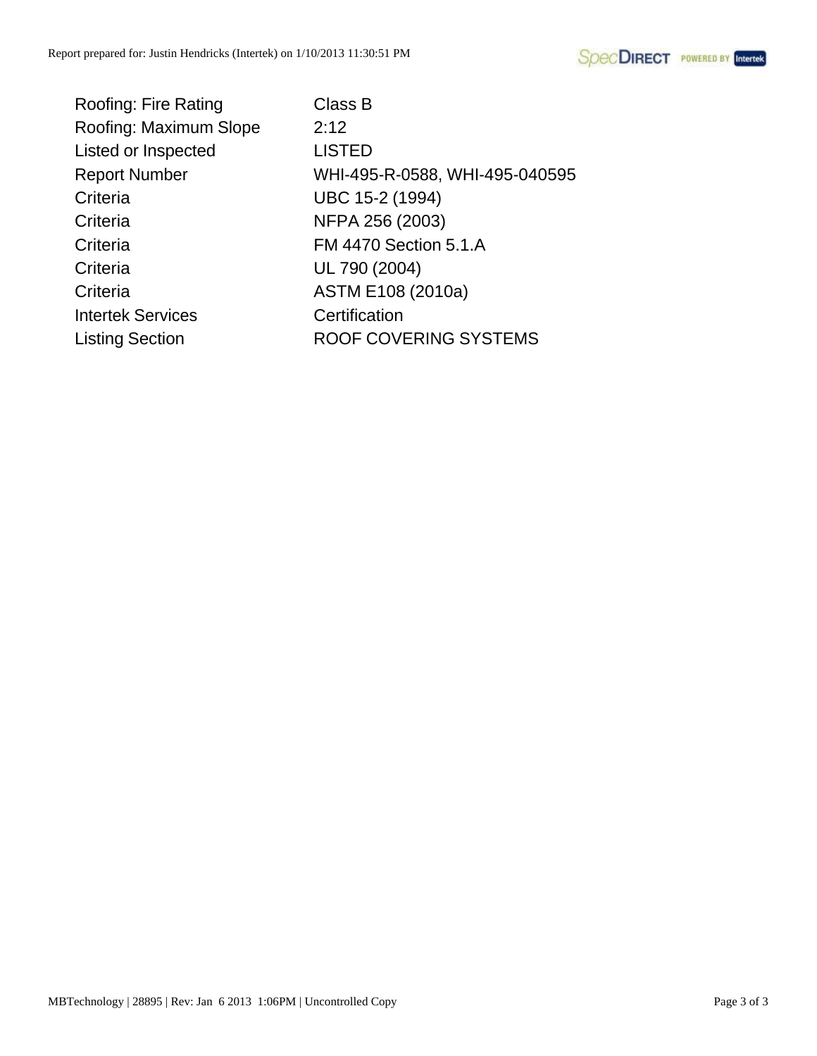| | |
|---|---|
| Roofing: Fire Rating | Class B |
| Roofing: Maximum Slope | 2:12 |
| Listed or Inspected | LISTED |
| Report Number | WHI-495-R-0588, WHI-495-040595 |
| Criteria | UBC 15-2 (1994) |
| Criteria | NFPA 256 (2003) |
| Criteria | FM 4470 Section 5.1.A |
| Criteria | UL 790 (2004) |
| Criteria | ASTM E108 (2010a) |
| Intertek Services | Certification |
| Listing Section | ROOF COVERING SYSTEMS |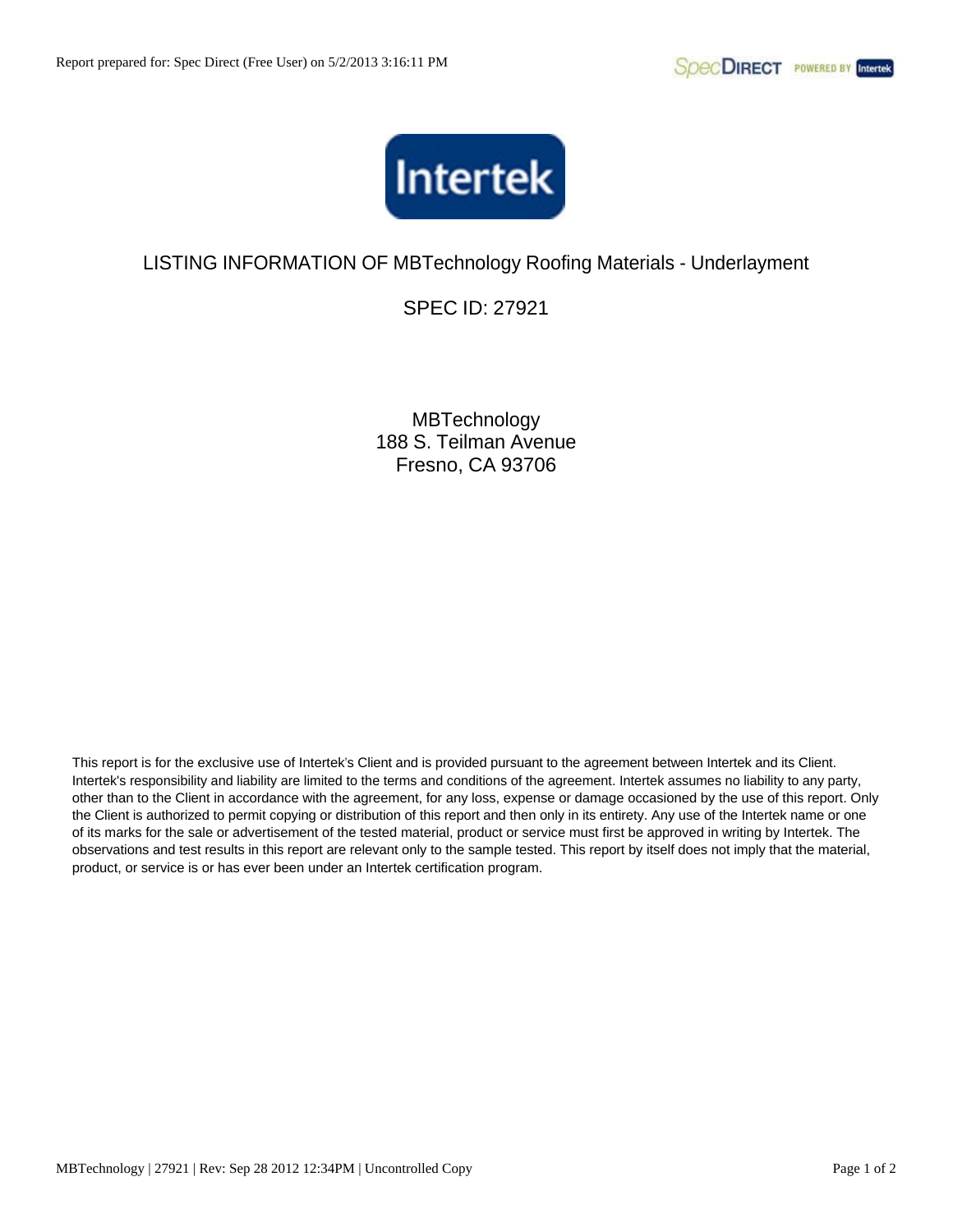Report prepared for: Spec Direct (Free User) on 5/2/2013 3:16:11 PM

# LISTING INFORMATION OF MBTechnology Roofing Materials - Underlayment

## SPEC ID: 27921

MBTechnology
188 S. Teilman Avenue
Fresno, CA 93706

This report is for the exclusive use of Intertek's Client and is provided pursuant to the agreement between Intertek and its Client. Intertek's responsibility and liability are limited to the terms and conditions of the agreement. Intertek assumes no liability to any party, other than to the Client in accordance with the agreement, for any loss, expense or damage occasioned by the use of this report. Only the Client is authorized to permit copying or distribution of this report and then only in its entirety. Any use of the Intertek name or one of its marks for the sale or advertisement of the tested material, product or service must first be approved in writing by Intertek. The observations and test results in this report are relevant only to the sample tested. This report by itself does not imply that the material, product, or service is or has ever been under an Intertek certification program.

MBTechnology | 27921 | Rev: Sep 28 2012 12:34PM | Uncontrolled Copy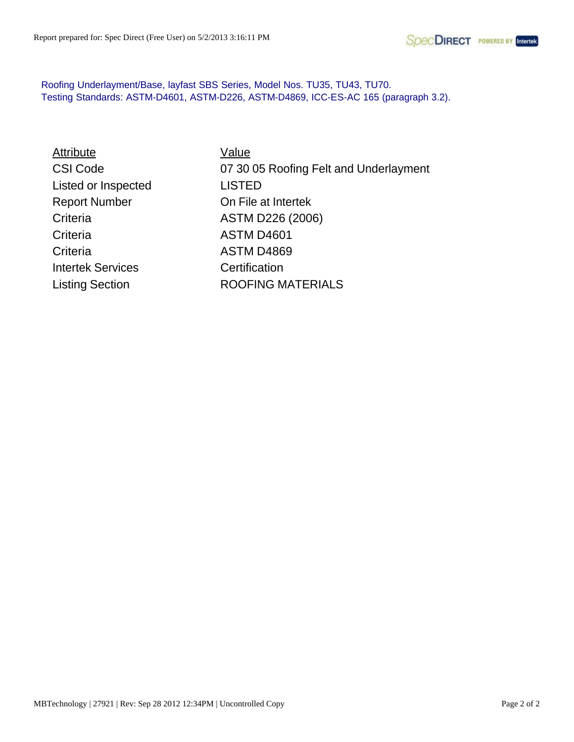Roofing Underlayment/Base, layfast SBS Series, Model Nos. TU35, TU43, TU70.
Testing Standards: ASTM-D4601, ASTM-D226, ASTM-D4869, ICC-ES-AC 165 (paragraph 3.2).

| Attribute | Value |
|---|---|
| CSI Code | 07 30 05 Roofing Felt and Underlayment |
| Listed or Inspected | LISTED |
| Report Number | On File at Intertek |
| Criteria | ASTM D226 (2006) |
| Criteria | ASTM D4601 |
| Criteria | ASTM D4869 |
| Intertek Services | Certification |
| Listing Section | ROOFING MATERIALS |